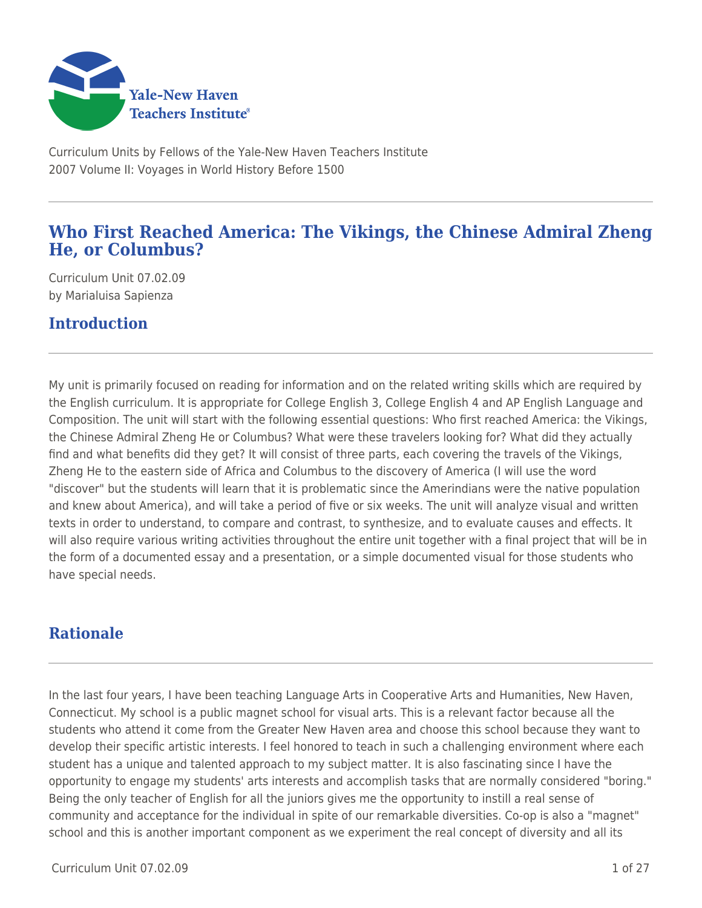Curriculum Units by Fellows of the Yale-New Haven Teachers Institute
2007 Volume II: Voyages in World History Before 1500

# Who First Reached America: The Vikings, the Chinese Admiral Zheng He, or Columbus?

Curriculum Unit 07.02.09
by Marialuisa Sapienza

## Introduction

My unit is primarily focused on reading for information and on the related writing skills which are required by the English curriculum. It is appropriate for College English 3, College English 4 and AP English Language and Composition. The unit will start with the following essential questions: Who first reached America: the Vikings, the Chinese Admiral Zheng He or Columbus? What were these travelers looking for? What did they actually find and what benefits did they get? It will consist of three parts, each covering the travels of the Vikings, Zheng He to the eastern side of Africa and Columbus to the discovery of America (I will use the word "discover" but the students will learn that it is problematic since the Amerindians were the native population and knew about America), and will take a period of five or six weeks. The unit will analyze visual and written texts in order to understand, to compare and contrast, to synthesize, and to evaluate causes and effects. It will also require various writing activities throughout the entire unit together with a final project that will be in the form of a documented essay and a presentation, or a simple documented visual for those students who have special needs.

## Rationale

In the last four years, I have been teaching Language Arts in Cooperative Arts and Humanities, New Haven, Connecticut. My school is a public magnet school for visual arts. This is a relevant factor because all the students who attend it come from the Greater New Haven area and choose this school because they want to develop their specific artistic interests. I feel honored to teach in such a challenging environment where each student has a unique and talented approach to my subject matter. It is also fascinating since I have the opportunity to engage my students' arts interests and accomplish tasks that are normally considered "boring." Being the only teacher of English for all the juniors gives me the opportunity to instill a real sense of community and acceptance for the individual in spite of our remarkable diversities. Co-op is also a "magnet" school and this is another important component as we experiment the real concept of diversity and all its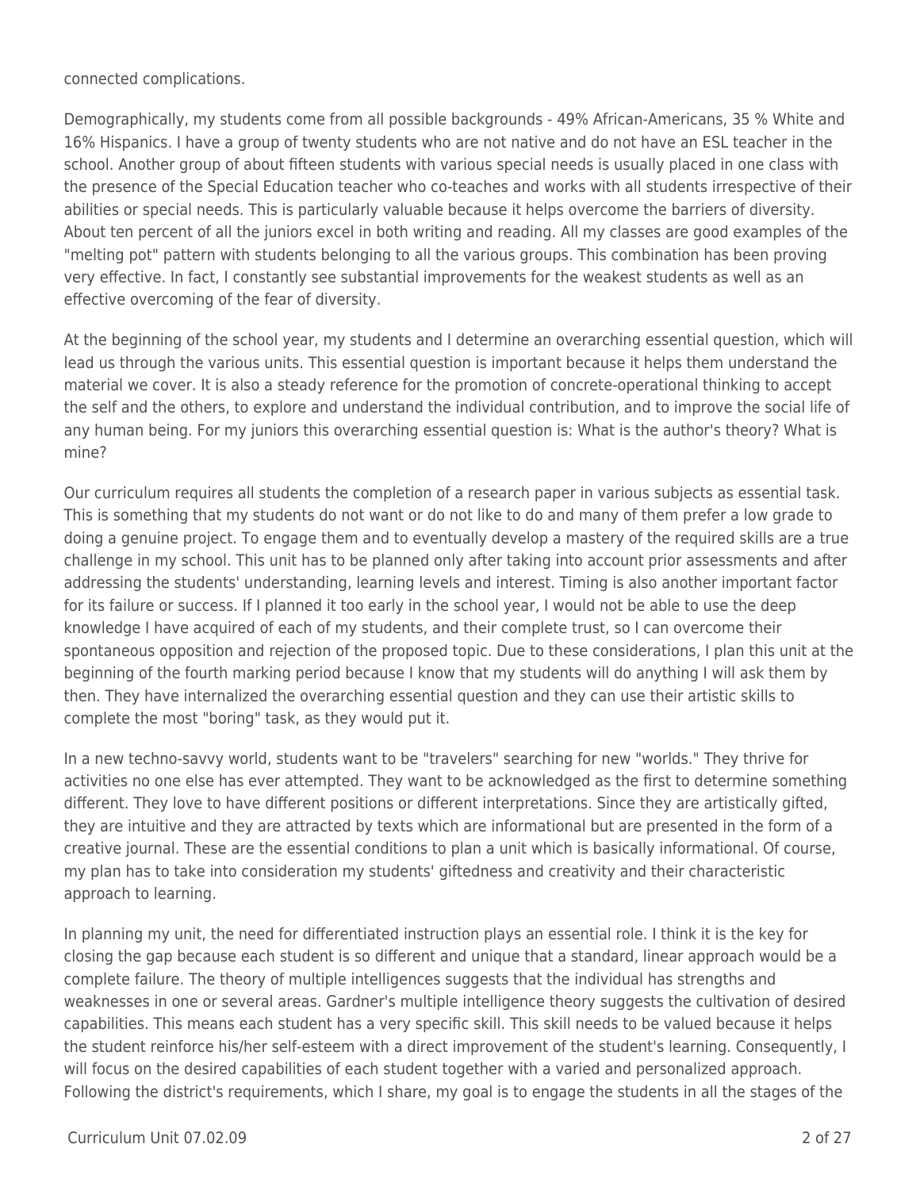connected complications.

Demographically, my students come from all possible backgrounds - 49% African-Americans, 35 % White and 16% Hispanics. I have a group of twenty students who are not native and do not have an ESL teacher in the school. Another group of about fifteen students with various special needs is usually placed in one class with the presence of the Special Education teacher who co-teaches and works with all students irrespective of their abilities or special needs. This is particularly valuable because it helps overcome the barriers of diversity. About ten percent of all the juniors excel in both writing and reading. All my classes are good examples of the "melting pot" pattern with students belonging to all the various groups. This combination has been proving very effective. In fact, I constantly see substantial improvements for the weakest students as well as an effective overcoming of the fear of diversity.

At the beginning of the school year, my students and I determine an overarching essential question, which will lead us through the various units. This essential question is important because it helps them understand the material we cover. It is also a steady reference for the promotion of concrete-operational thinking to accept the self and the others, to explore and understand the individual contribution, and to improve the social life of any human being. For my juniors this overarching essential question is: What is the author's theory? What is mine?

Our curriculum requires all students the completion of a research paper in various subjects as essential task. This is something that my students do not want or do not like to do and many of them prefer a low grade to doing a genuine project. To engage them and to eventually develop a mastery of the required skills are a true challenge in my school. This unit has to be planned only after taking into account prior assessments and after addressing the students' understanding, learning levels and interest. Timing is also another important factor for its failure or success. If I planned it too early in the school year, I would not be able to use the deep knowledge I have acquired of each of my students, and their complete trust, so I can overcome their spontaneous opposition and rejection of the proposed topic. Due to these considerations, I plan this unit at the beginning of the fourth marking period because I know that my students will do anything I will ask them by then. They have internalized the overarching essential question and they can use their artistic skills to complete the most "boring" task, as they would put it.

In a new techno-savvy world, students want to be "travelers" searching for new "worlds." They thrive for activities no one else has ever attempted. They want to be acknowledged as the first to determine something different. They love to have different positions or different interpretations. Since they are artistically gifted, they are intuitive and they are attracted by texts which are informational but are presented in the form of a creative journal. These are the essential conditions to plan a unit which is basically informational. Of course, my plan has to take into consideration my students' giftedness and creativity and their characteristic approach to learning.

In planning my unit, the need for differentiated instruction plays an essential role. I think it is the key for closing the gap because each student is so different and unique that a standard, linear approach would be a complete failure. The theory of multiple intelligences suggests that the individual has strengths and weaknesses in one or several areas. Gardner's multiple intelligence theory suggests the cultivation of desired capabilities. This means each student has a very specific skill. This skill needs to be valued because it helps the student reinforce his/her self-esteem with a direct improvement of the student's learning. Consequently, I will focus on the desired capabilities of each student together with a varied and personalized approach. Following the district's requirements, which I share, my goal is to engage the students in all the stages of the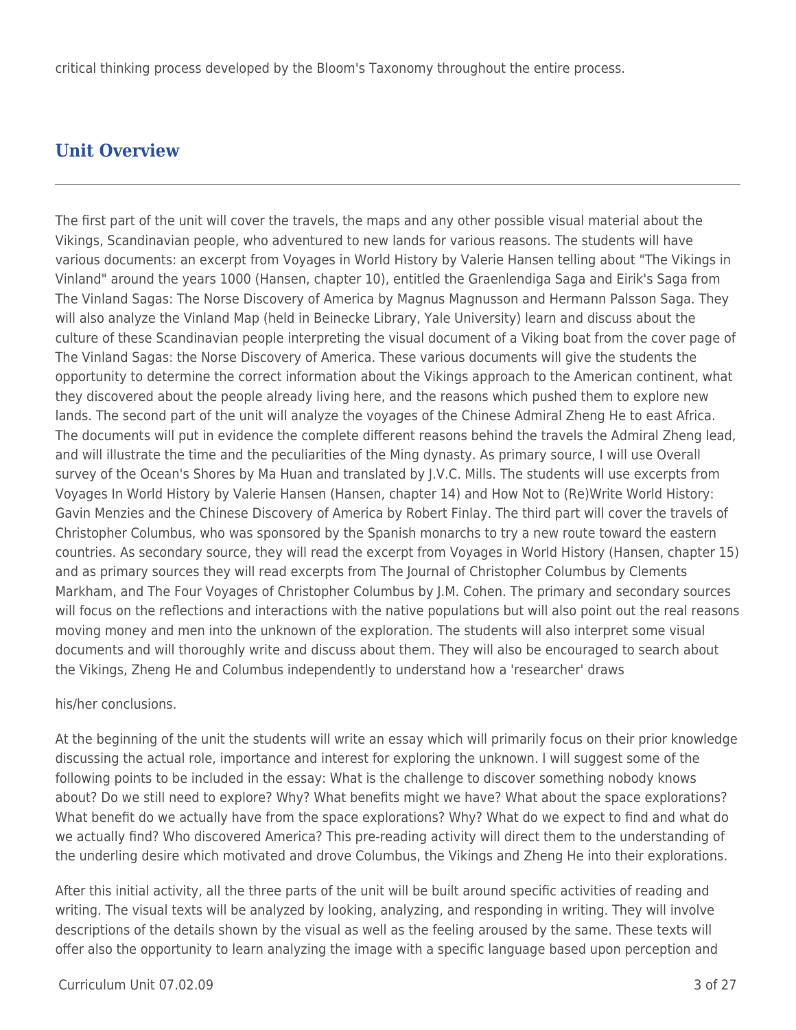critical thinking process developed by the Bloom's Taxonomy throughout the entire process.

## Unit Overview

The first part of the unit will cover the travels, the maps and any other possible visual material about the Vikings, Scandinavian people, who adventured to new lands for various reasons. The students will have various documents: an excerpt from Voyages in World History by Valerie Hansen telling about "The Vikings in Vinland" around the years 1000 (Hansen, chapter 10), entitled the Graenlendiga Saga and Eirik's Saga from The Vinland Sagas: The Norse Discovery of America by Magnus Magnusson and Hermann Palsson Saga. They will also analyze the Vinland Map (held in Beinecke Library, Yale University) learn and discuss about the culture of these Scandinavian people interpreting the visual document of a Viking boat from the cover page of The Vinland Sagas: the Norse Discovery of America. These various documents will give the students the opportunity to determine the correct information about the Vikings approach to the American continent, what they discovered about the people already living here, and the reasons which pushed them to explore new lands. The second part of the unit will analyze the voyages of the Chinese Admiral Zheng He to east Africa. The documents will put in evidence the complete different reasons behind the travels the Admiral Zheng lead, and will illustrate the time and the peculiarities of the Ming dynasty. As primary source, I will use Overall survey of the Ocean's Shores by Ma Huan and translated by J.V.C. Mills. The students will use excerpts from Voyages In World History by Valerie Hansen (Hansen, chapter 14) and How Not to (Re)Write World History: Gavin Menzies and the Chinese Discovery of America by Robert Finlay. The third part will cover the travels of Christopher Columbus, who was sponsored by the Spanish monarchs to try a new route toward the eastern countries. As secondary source, they will read the excerpt from Voyages in World History (Hansen, chapter 15) and as primary sources they will read excerpts from The Journal of Christopher Columbus by Clements Markham, and The Four Voyages of Christopher Columbus by J.M. Cohen. The primary and secondary sources will focus on the reflections and interactions with the native populations but will also point out the real reasons moving money and men into the unknown of the exploration. The students will also interpret some visual documents and will thoroughly write and discuss about them. They will also be encouraged to search about the Vikings, Zheng He and Columbus independently to understand how a 'researcher' draws his/her conclusions.

At the beginning of the unit the students will write an essay which will primarily focus on their prior knowledge discussing the actual role, importance and interest for exploring the unknown. I will suggest some of the following points to be included in the essay: What is the challenge to discover something nobody knows about? Do we still need to explore? Why? What benefits might we have? What about the space explorations? What benefit do we actually have from the space explorations? Why? What do we expect to find and what do we actually find? Who discovered America? This pre-reading activity will direct them to the understanding of the underling desire which motivated and drove Columbus, the Vikings and Zheng He into their explorations.

After this initial activity, all the three parts of the unit will be built around specific activities of reading and writing. The visual texts will be analyzed by looking, analyzing, and responding in writing. They will involve descriptions of the details shown by the visual as well as the feeling aroused by the same. These texts will offer also the opportunity to learn analyzing the image with a specific language based upon perception and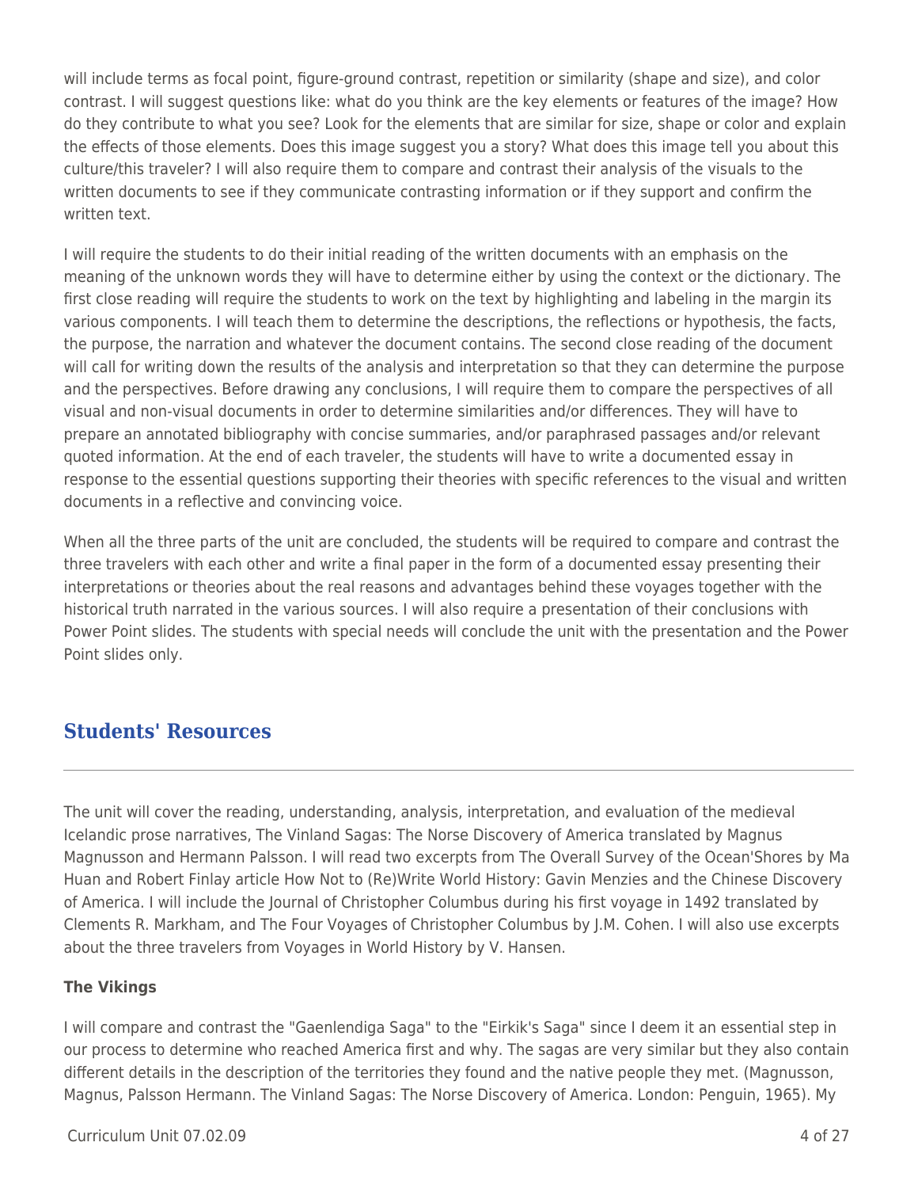will include terms as focal point, figure-ground contrast, repetition or similarity (shape and size), and color contrast. I will suggest questions like: what do you think are the key elements or features of the image? How do they contribute to what you see? Look for the elements that are similar for size, shape or color and explain the effects of those elements. Does this image suggest you a story? What does this image tell you about this culture/this traveler? I will also require them to compare and contrast their analysis of the visuals to the written documents to see if they communicate contrasting information or if they support and confirm the written text.

I will require the students to do their initial reading of the written documents with an emphasis on the meaning of the unknown words they will have to determine either by using the context or the dictionary. The first close reading will require the students to work on the text by highlighting and labeling in the margin its various components. I will teach them to determine the descriptions, the reflections or hypothesis, the facts, the purpose, the narration and whatever the document contains. The second close reading of the document will call for writing down the results of the analysis and interpretation so that they can determine the purpose and the perspectives. Before drawing any conclusions, I will require them to compare the perspectives of all visual and non-visual documents in order to determine similarities and/or differences. They will have to prepare an annotated bibliography with concise summaries, and/or paraphrased passages and/or relevant quoted information. At the end of each traveler, the students will have to write a documented essay in response to the essential questions supporting their theories with specific references to the visual and written documents in a reflective and convincing voice.

When all the three parts of the unit are concluded, the students will be required to compare and contrast the three travelers with each other and write a final paper in the form of a documented essay presenting their interpretations or theories about the real reasons and advantages behind these voyages together with the historical truth narrated in the various sources. I will also require a presentation of their conclusions with Power Point slides. The students with special needs will conclude the unit with the presentation and the Power Point slides only.

## Students' Resources

The unit will cover the reading, understanding, analysis, interpretation, and evaluation of the medieval Icelandic prose narratives, The Vinland Sagas: The Norse Discovery of America translated by Magnus Magnusson and Hermann Palsson. I will read two excerpts from The Overall Survey of the Ocean'Shores by Ma Huan and Robert Finlay article How Not to (Re)Write World History: Gavin Menzies and the Chinese Discovery of America. I will include the Journal of Christopher Columbus during his first voyage in 1492 translated by Clements R. Markham, and The Four Voyages of Christopher Columbus by J.M. Cohen. I will also use excerpts about the three travelers from Voyages in World History by V. Hansen.

### The Vikings

I will compare and contrast the "Gaenlendiga Saga" to the "Eirkik's Saga" since I deem it an essential step in our process to determine who reached America first and why. The sagas are very similar but they also contain different details in the description of the territories they found and the native people they met. (Magnusson, Magnus, Palsson Hermann. The Vinland Sagas: The Norse Discovery of America. London: Penguin, 1965). My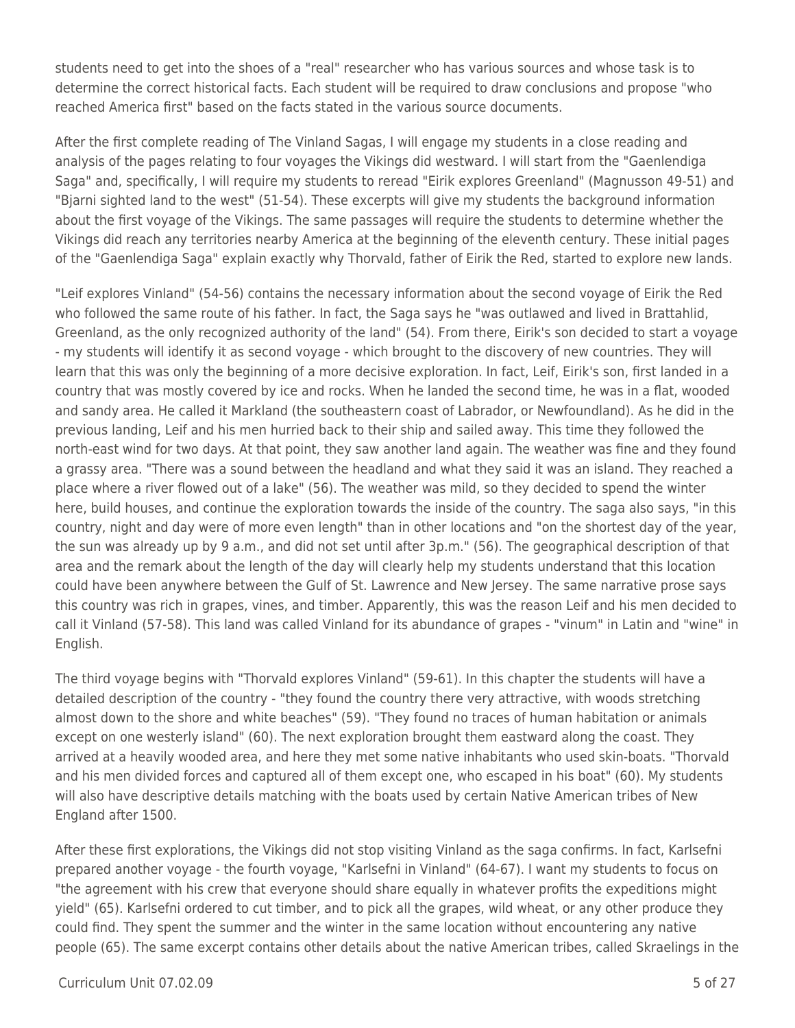students need to get into the shoes of a "real" researcher who has various sources and whose task is to determine the correct historical facts. Each student will be required to draw conclusions and propose "who reached America first" based on the facts stated in the various source documents.

After the first complete reading of The Vinland Sagas, I will engage my students in a close reading and analysis of the pages relating to four voyages the Vikings did westward. I will start from the "Gaenlendiga Saga" and, specifically, I will require my students to reread "Eirik explores Greenland" (Magnusson 49-51) and "Bjarni sighted land to the west" (51-54). These excerpts will give my students the background information about the first voyage of the Vikings. The same passages will require the students to determine whether the Vikings did reach any territories nearby America at the beginning of the eleventh century. These initial pages of the "Gaenlendiga Saga" explain exactly why Thorvald, father of Eirik the Red, started to explore new lands.

"Leif explores Vinland" (54-56) contains the necessary information about the second voyage of Eirik the Red who followed the same route of his father. In fact, the Saga says he "was outlawed and lived in Brattahlid, Greenland, as the only recognized authority of the land" (54). From there, Eirik's son decided to start a voyage - my students will identify it as second voyage - which brought to the discovery of new countries. They will learn that this was only the beginning of a more decisive exploration. In fact, Leif, Eirik's son, first landed in a country that was mostly covered by ice and rocks. When he landed the second time, he was in a flat, wooded and sandy area. He called it Markland (the southeastern coast of Labrador, or Newfoundland). As he did in the previous landing, Leif and his men hurried back to their ship and sailed away. This time they followed the north-east wind for two days. At that point, they saw another land again. The weather was fine and they found a grassy area. "There was a sound between the headland and what they said it was an island. They reached a place where a river flowed out of a lake" (56). The weather was mild, so they decided to spend the winter here, build houses, and continue the exploration towards the inside of the country. The saga also says, "in this country, night and day were of more even length" than in other locations and "on the shortest day of the year, the sun was already up by 9 a.m., and did not set until after 3p.m." (56). The geographical description of that area and the remark about the length of the day will clearly help my students understand that this location could have been anywhere between the Gulf of St. Lawrence and New Jersey. The same narrative prose says this country was rich in grapes, vines, and timber. Apparently, this was the reason Leif and his men decided to call it Vinland (57-58). This land was called Vinland for its abundance of grapes - "vinum" in Latin and "wine" in English.

The third voyage begins with "Thorvald explores Vinland" (59-61). In this chapter the students will have a detailed description of the country - "they found the country there very attractive, with woods stretching almost down to the shore and white beaches" (59). "They found no traces of human habitation or animals except on one westerly island" (60). The next exploration brought them eastward along the coast. They arrived at a heavily wooded area, and here they met some native inhabitants who used skin-boats. "Thorvald and his men divided forces and captured all of them except one, who escaped in his boat" (60). My students will also have descriptive details matching with the boats used by certain Native American tribes of New England after 1500.

After these first explorations, the Vikings did not stop visiting Vinland as the saga confirms. In fact, Karlsefni prepared another voyage - the fourth voyage, "Karlsefni in Vinland" (64-67). I want my students to focus on "the agreement with his crew that everyone should share equally in whatever profits the expeditions might yield" (65). Karlsefni ordered to cut timber, and to pick all the grapes, wild wheat, or any other produce they could find. They spent the summer and the winter in the same location without encountering any native people (65). The same excerpt contains other details about the native American tribes, called Skraelings in the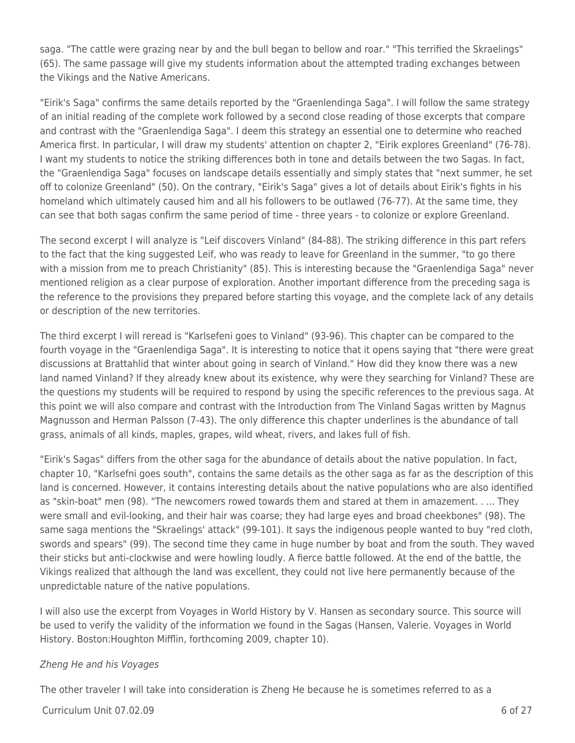saga. "The cattle were grazing near by and the bull began to bellow and roar." "This terrified the Skraelings" (65). The same passage will give my students information about the attempted trading exchanges between the Vikings and the Native Americans.

"Eirik's Saga" confirms the same details reported by the "Graenlendinga Saga". I will follow the same strategy of an initial reading of the complete work followed by a second close reading of those excerpts that compare and contrast with the "Graenlendiga Saga". I deem this strategy an essential one to determine who reached America first. In particular, I will draw my students' attention on chapter 2, "Eirik explores Greenland" (76-78). I want my students to notice the striking differences both in tone and details between the two Sagas. In fact, the "Graenlendiga Saga" focuses on landscape details essentially and simply states that "next summer, he set off to colonize Greenland" (50). On the contrary, "Eirik's Saga" gives a lot of details about Eirik's fights in his homeland which ultimately caused him and all his followers to be outlawed (76-77). At the same time, they can see that both sagas confirm the same period of time - three years - to colonize or explore Greenland.

The second excerpt I will analyze is "Leif discovers Vinland" (84-88). The striking difference in this part refers to the fact that the king suggested Leif, who was ready to leave for Greenland in the summer, "to go there with a mission from me to preach Christianity" (85). This is interesting because the "Graenlendiga Saga" never mentioned religion as a clear purpose of exploration. Another important difference from the preceding saga is the reference to the provisions they prepared before starting this voyage, and the complete lack of any details or description of the new territories.

The third excerpt I will reread is "Karlsefeni goes to Vinland" (93-96). This chapter can be compared to the fourth voyage in the "Graenlendiga Saga". It is interesting to notice that it opens saying that "there were great discussions at Brattahlid that winter about going in search of Vinland." How did they know there was a new land named Vinland? If they already knew about its existence, why were they searching for Vinland? These are the questions my students will be required to respond by using the specific references to the previous saga. At this point we will also compare and contrast with the Introduction from The Vinland Sagas written by Magnus Magnusson and Herman Palsson (7-43). The only difference this chapter underlines is the abundance of tall grass, animals of all kinds, maples, grapes, wild wheat, rivers, and lakes full of fish.

"Eirik's Sagas" differs from the other saga for the abundance of details about the native population. In fact, chapter 10, "Karlsefni goes south", contains the same details as the other saga as far as the description of this land is concerned. However, it contains interesting details about the native populations who are also identified as "skin-boat" men (98). "The newcomers rowed towards them and stared at them in amazement. . ... They were small and evil-looking, and their hair was coarse; they had large eyes and broad cheekbones" (98). The same saga mentions the "Skraelings' attack" (99-101). It says the indigenous people wanted to buy "red cloth, swords and spears" (99). The second time they came in huge number by boat and from the south. They waved their sticks but anti-clockwise and were howling loudly. A fierce battle followed. At the end of the battle, the Vikings realized that although the land was excellent, they could not live here permanently because of the unpredictable nature of the native populations.

I will also use the excerpt from Voyages in World History by V. Hansen as secondary source. This source will be used to verify the validity of the information we found in the Sagas (Hansen, Valerie. Voyages in World History. Boston:Houghton Mifflin, forthcoming 2009, chapter 10).

*Zheng He and his Voyages*

The other traveler I will take into consideration is Zheng He because he is sometimes referred to as a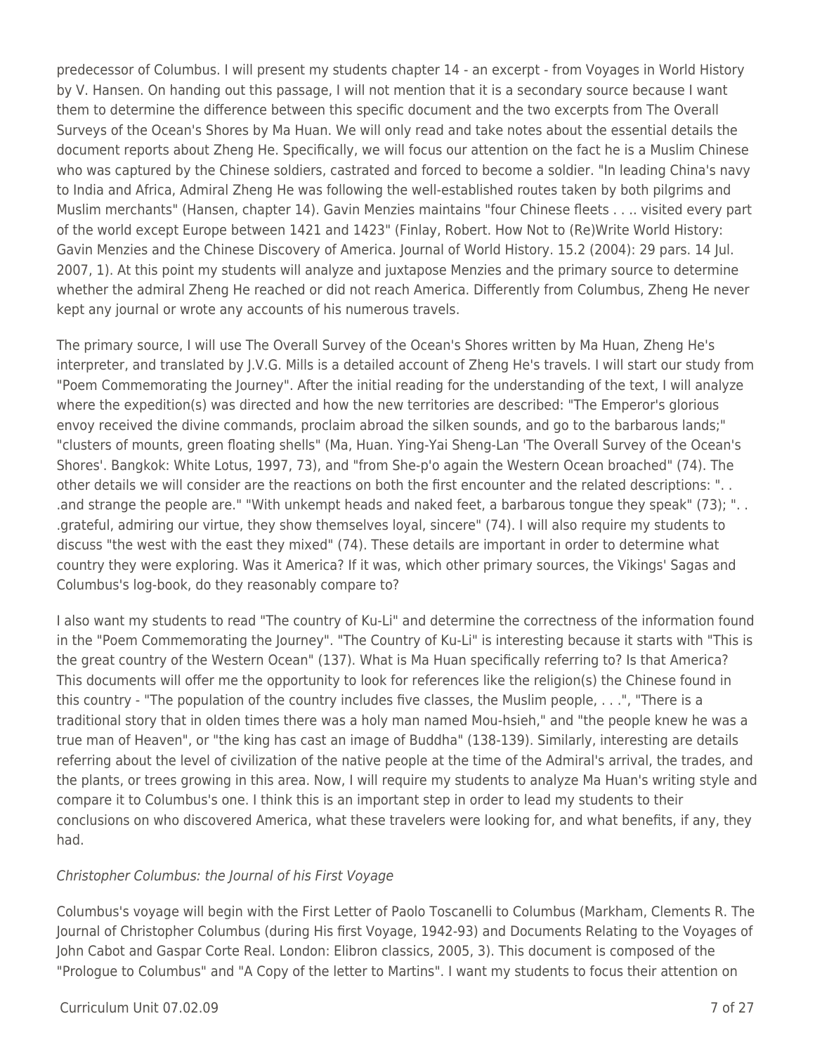predecessor of Columbus. I will present my students chapter 14 - an excerpt - from Voyages in World History by V. Hansen. On handing out this passage, I will not mention that it is a secondary source because I want them to determine the difference between this specific document and the two excerpts from The Overall Surveys of the Ocean's Shores by Ma Huan. We will only read and take notes about the essential details the document reports about Zheng He. Specifically, we will focus our attention on the fact he is a Muslim Chinese who was captured by the Chinese soldiers, castrated and forced to become a soldier. "In leading China's navy to India and Africa, Admiral Zheng He was following the well-established routes taken by both pilgrims and Muslim merchants" (Hansen, chapter 14). Gavin Menzies maintains "four Chinese fleets . . .. visited every part of the world except Europe between 1421 and 1423" (Finlay, Robert. How Not to (Re)Write World History: Gavin Menzies and the Chinese Discovery of America. Journal of World History. 15.2 (2004): 29 pars. 14 Jul. 2007, 1). At this point my students will analyze and juxtapose Menzies and the primary source to determine whether the admiral Zheng He reached or did not reach America. Differently from Columbus, Zheng He never kept any journal or wrote any accounts of his numerous travels.

The primary source, I will use The Overall Survey of the Ocean's Shores written by Ma Huan, Zheng He's interpreter, and translated by J.V.G. Mills is a detailed account of Zheng He's travels. I will start our study from "Poem Commemorating the Journey". After the initial reading for the understanding of the text, I will analyze where the expedition(s) was directed and how the new territories are described: "The Emperor's glorious envoy received the divine commands, proclaim abroad the silken sounds, and go to the barbarous lands;" "clusters of mounts, green floating shells" (Ma, Huan. Ying-Yai Sheng-Lan 'The Overall Survey of the Ocean's Shores'. Bangkok: White Lotus, 1997, 73), and "from She-p'o again the Western Ocean broached" (74). The other details we will consider are the reactions on both the first encounter and the related descriptions: ". . .and strange the people are." "With unkempt heads and naked feet, a barbarous tongue they speak" (73); ". . .grateful, admiring our virtue, they show themselves loyal, sincere" (74). I will also require my students to discuss "the west with the east they mixed" (74). These details are important in order to determine what country they were exploring. Was it America? If it was, which other primary sources, the Vikings' Sagas and Columbus's log-book, do they reasonably compare to?

I also want my students to read "The country of Ku-Li" and determine the correctness of the information found in the "Poem Commemorating the Journey". "The Country of Ku-Li" is interesting because it starts with "This is the great country of the Western Ocean" (137). What is Ma Huan specifically referring to? Is that America? This documents will offer me the opportunity to look for references like the religion(s) the Chinese found in this country - "The population of the country includes five classes, the Muslim people, . . .", "There is a traditional story that in olden times there was a holy man named Mou-hsieh," and "the people knew he was a true man of Heaven", or "the king has cast an image of Buddha" (138-139). Similarly, interesting are details referring about the level of civilization of the native people at the time of the Admiral's arrival, the trades, and the plants, or trees growing in this area. Now, I will require my students to analyze Ma Huan's writing style and compare it to Columbus's one. I think this is an important step in order to lead my students to their conclusions on who discovered America, what these travelers were looking for, and what benefits, if any, they had.

*Christopher Columbus: the Journal of his First Voyage*

Columbus's voyage will begin with the First Letter of Paolo Toscanelli to Columbus (Markham, Clements R. The Journal of Christopher Columbus (during His first Voyage, 1942-93) and Documents Relating to the Voyages of John Cabot and Gaspar Corte Real. London: Elibron classics, 2005, 3). This document is composed of the "Prologue to Columbus" and "A Copy of the letter to Martins". I want my students to focus their attention on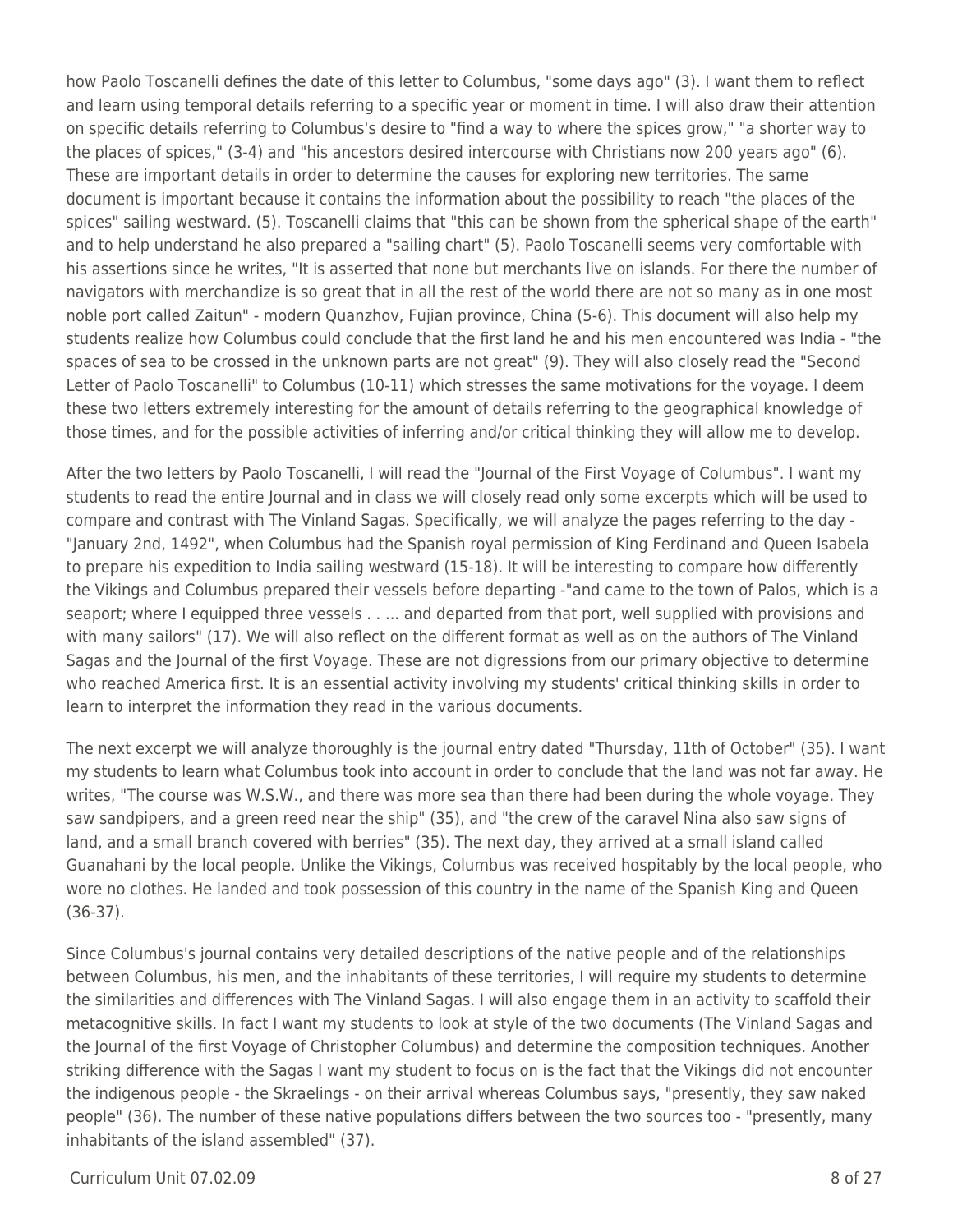how Paolo Toscanelli defines the date of this letter to Columbus, "some days ago" (3). I want them to reflect and learn using temporal details referring to a specific year or moment in time. I will also draw their attention on specific details referring to Columbus's desire to "find a way to where the spices grow," "a shorter way to the places of spices," (3-4) and "his ancestors desired intercourse with Christians now 200 years ago" (6). These are important details in order to determine the causes for exploring new territories. The same document is important because it contains the information about the possibility to reach "the places of the spices" sailing westward. (5). Toscanelli claims that "this can be shown from the spherical shape of the earth" and to help understand he also prepared a "sailing chart" (5). Paolo Toscanelli seems very comfortable with his assertions since he writes, "It is asserted that none but merchants live on islands. For there the number of navigators with merchandize is so great that in all the rest of the world there are not so many as in one most noble port called Zaitun" - modern Quanzhov, Fujian province, China (5-6). This document will also help my students realize how Columbus could conclude that the first land he and his men encountered was India - "the spaces of sea to be crossed in the unknown parts are not great" (9). They will also closely read the "Second Letter of Paolo Toscanelli" to Columbus (10-11) which stresses the same motivations for the voyage. I deem these two letters extremely interesting for the amount of details referring to the geographical knowledge of those times, and for the possible activities of inferring and/or critical thinking they will allow me to develop.

After the two letters by Paolo Toscanelli, I will read the "Journal of the First Voyage of Columbus". I want my students to read the entire Journal and in class we will closely read only some excerpts which will be used to compare and contrast with The Vinland Sagas. Specifically, we will analyze the pages referring to the day - "January 2nd, 1492", when Columbus had the Spanish royal permission of King Ferdinand and Queen Isabela to prepare his expedition to India sailing westward (15-18). It will be interesting to compare how differently the Vikings and Columbus prepared their vessels before departing -"and came to the town of Palos, which is a seaport; where I equipped three vessels . . ... and departed from that port, well supplied with provisions and with many sailors" (17). We will also reflect on the different format as well as on the authors of The Vinland Sagas and the Journal of the first Voyage. These are not digressions from our primary objective to determine who reached America first. It is an essential activity involving my students' critical thinking skills in order to learn to interpret the information they read in the various documents.

The next excerpt we will analyze thoroughly is the journal entry dated "Thursday, 11th of October" (35). I want my students to learn what Columbus took into account in order to conclude that the land was not far away. He writes, "The course was W.S.W., and there was more sea than there had been during the whole voyage. They saw sandpipers, and a green reed near the ship" (35), and "the crew of the caravel Nina also saw signs of land, and a small branch covered with berries" (35). The next day, they arrived at a small island called Guanahani by the local people. Unlike the Vikings, Columbus was received hospitably by the local people, who wore no clothes. He landed and took possession of this country in the name of the Spanish King and Queen (36-37).

Since Columbus's journal contains very detailed descriptions of the native people and of the relationships between Columbus, his men, and the inhabitants of these territories, I will require my students to determine the similarities and differences with The Vinland Sagas. I will also engage them in an activity to scaffold their metacognitive skills. In fact I want my students to look at style of the two documents (The Vinland Sagas and the Journal of the first Voyage of Christopher Columbus) and determine the composition techniques. Another striking difference with the Sagas I want my student to focus on is the fact that the Vikings did not encounter the indigenous people - the Skraelings - on their arrival whereas Columbus says, "presently, they saw naked people" (36). The number of these native populations differs between the two sources too - "presently, many inhabitants of the island assembled" (37).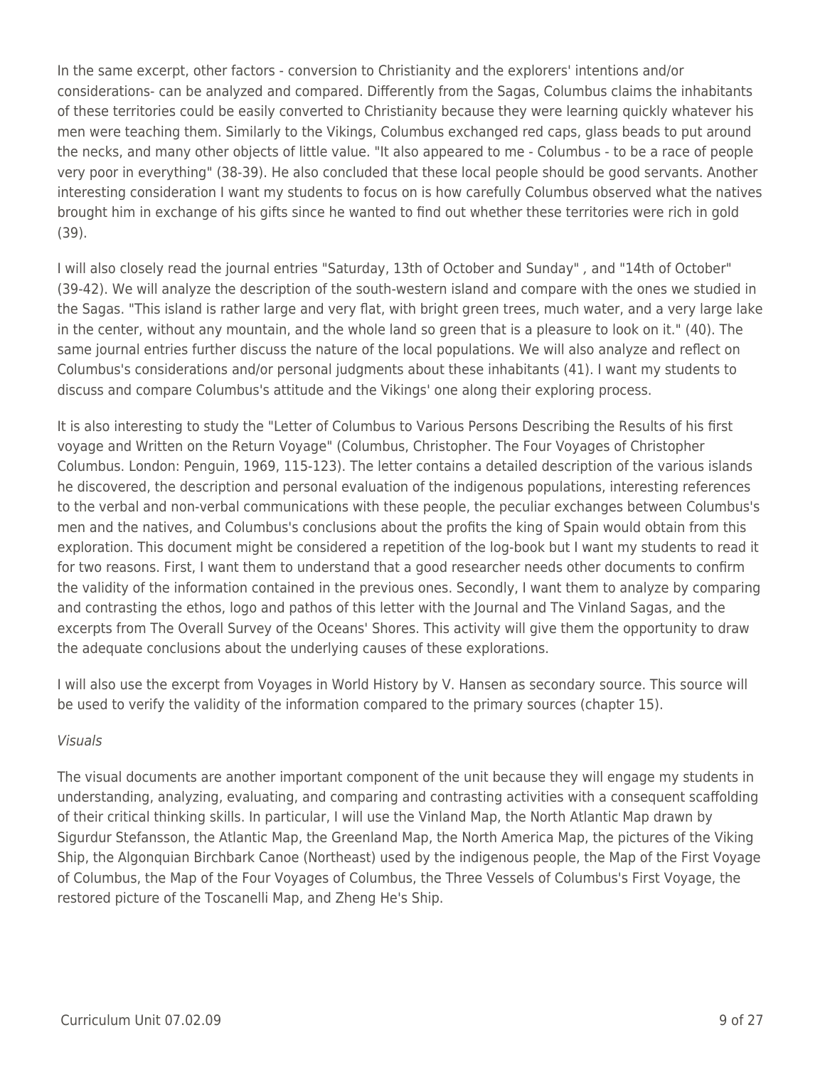In the same excerpt, other factors - conversion to Christianity and the explorers' intentions and/or considerations- can be analyzed and compared. Differently from the Sagas, Columbus claims the inhabitants of these territories could be easily converted to Christianity because they were learning quickly whatever his men were teaching them. Similarly to the Vikings, Columbus exchanged red caps, glass beads to put around the necks, and many other objects of little value. "It also appeared to me - Columbus - to be a race of people very poor in everything" (38-39). He also concluded that these local people should be good servants. Another interesting consideration I want my students to focus on is how carefully Columbus observed what the natives brought him in exchange of his gifts since he wanted to find out whether these territories were rich in gold (39).

I will also closely read the journal entries "Saturday, 13th of October and Sunday" , and "14th of October" (39-42). We will analyze the description of the south-western island and compare with the ones we studied in the Sagas. "This island is rather large and very flat, with bright green trees, much water, and a very large lake in the center, without any mountain, and the whole land so green that is a pleasure to look on it." (40). The same journal entries further discuss the nature of the local populations. We will also analyze and reflect on Columbus's considerations and/or personal judgments about these inhabitants (41). I want my students to discuss and compare Columbus's attitude and the Vikings' one along their exploring process.

It is also interesting to study the "Letter of Columbus to Various Persons Describing the Results of his first voyage and Written on the Return Voyage" (Columbus, Christopher. The Four Voyages of Christopher Columbus. London: Penguin, 1969, 115-123). The letter contains a detailed description of the various islands he discovered, the description and personal evaluation of the indigenous populations, interesting references to the verbal and non-verbal communications with these people, the peculiar exchanges between Columbus's men and the natives, and Columbus's conclusions about the profits the king of Spain would obtain from this exploration. This document might be considered a repetition of the log-book but I want my students to read it for two reasons. First, I want them to understand that a good researcher needs other documents to confirm the validity of the information contained in the previous ones. Secondly, I want them to analyze by comparing and contrasting the ethos, logo and pathos of this letter with the Journal and The Vinland Sagas, and the excerpts from The Overall Survey of the Oceans' Shores. This activity will give them the opportunity to draw the adequate conclusions about the underlying causes of these explorations.

I will also use the excerpt from Voyages in World History by V. Hansen as secondary source. This source will be used to verify the validity of the information compared to the primary sources (chapter 15).

*Visuals*

The visual documents are another important component of the unit because they will engage my students in understanding, analyzing, evaluating, and comparing and contrasting activities with a consequent scaffolding of their critical thinking skills. In particular, I will use the Vinland Map, the North Atlantic Map drawn by Sigurdur Stefansson, the Atlantic Map, the Greenland Map, the North America Map, the pictures of the Viking Ship, the Algonquian Birchbark Canoe (Northeast) used by the indigenous people, the Map of the First Voyage of Columbus, the Map of the Four Voyages of Columbus, the Three Vessels of Columbus's First Voyage, the restored picture of the Toscanelli Map, and Zheng He's Ship.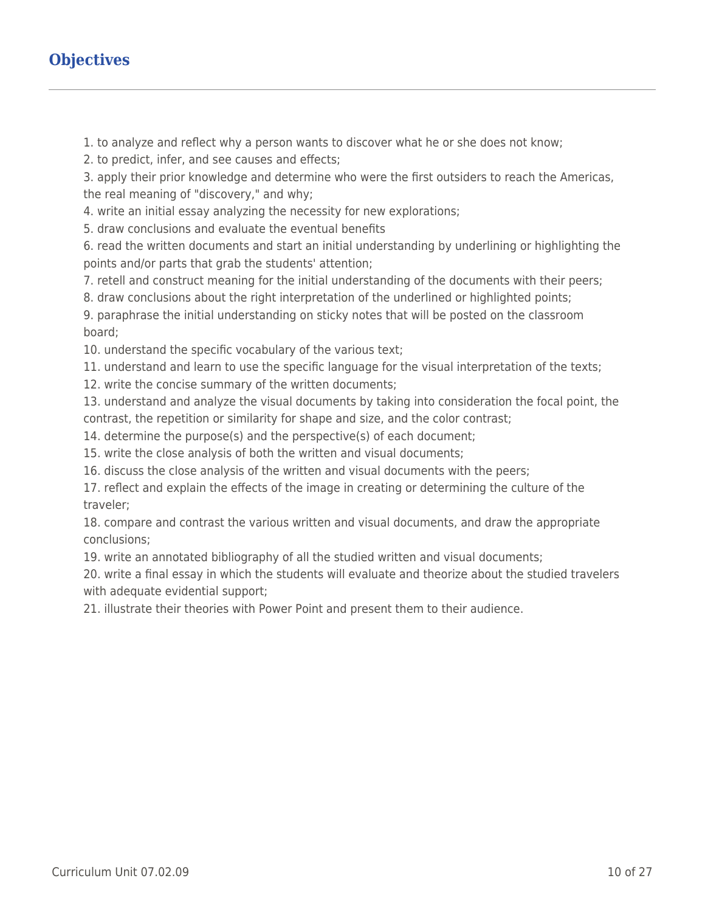## Objectives

1. to analyze and reflect why a person wants to discover what he or she does not know;
2. to predict, infer, and see causes and effects;
3. apply their prior knowledge and determine who were the first outsiders to reach the Americas, the real meaning of "discovery," and why;
4. write an initial essay analyzing the necessity for new explorations;
5. draw conclusions and evaluate the eventual benefits
6. read the written documents and start an initial understanding by underlining or highlighting the points and/or parts that grab the students' attention;
7. retell and construct meaning for the initial understanding of the documents with their peers;
8. draw conclusions about the right interpretation of the underlined or highlighted points;
9. paraphrase the initial understanding on sticky notes that will be posted on the classroom board;
10. understand the specific vocabulary of the various text;
11. understand and learn to use the specific language for the visual interpretation of the texts;
12. write the concise summary of the written documents;
13. understand and analyze the visual documents by taking into consideration the focal point, the contrast, the repetition or similarity for shape and size, and the color contrast;
14. determine the purpose(s) and the perspective(s) of each document;
15. write the close analysis of both the written and visual documents;
16. discuss the close analysis of the written and visual documents with the peers;
17. reflect and explain the effects of the image in creating or determining the culture of the traveler;
18. compare and contrast the various written and visual documents, and draw the appropriate conclusions;
19. write an annotated bibliography of all the studied written and visual documents;
20. write a final essay in which the students will evaluate and theorize about the studied travelers with adequate evidential support;
21. illustrate their theories with Power Point and present them to their audience.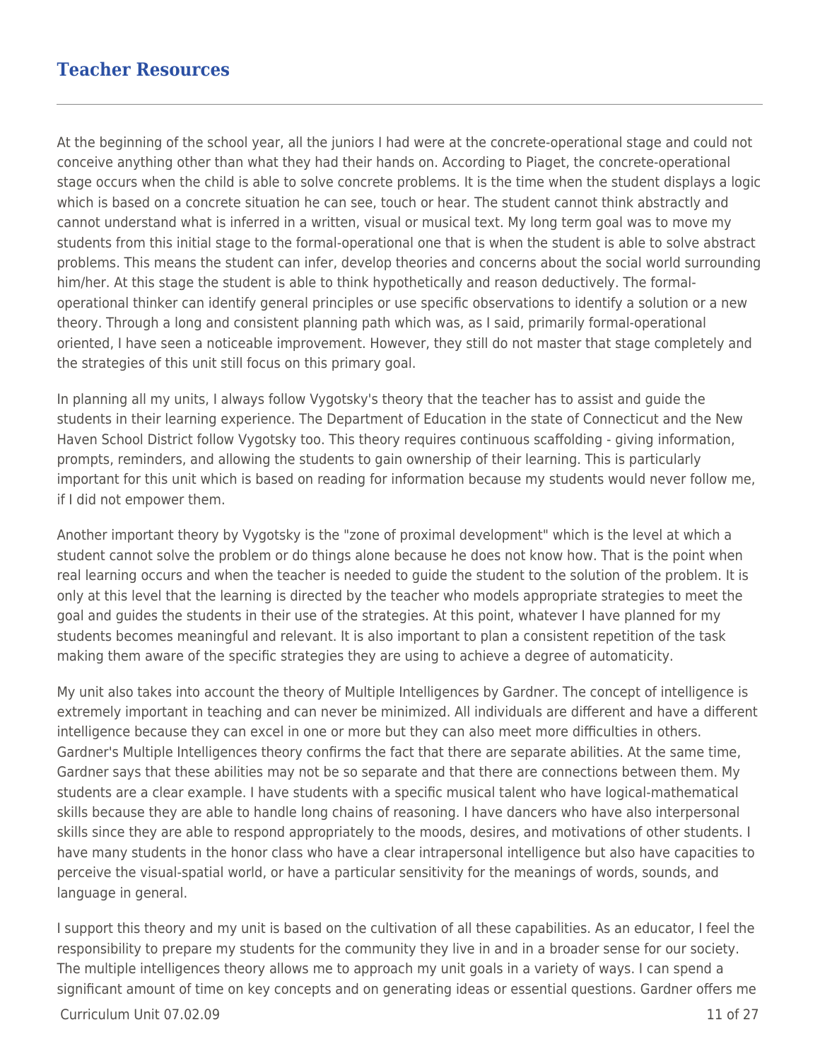## Teacher Resources

At the beginning of the school year, all the juniors I had were at the concrete-operational stage and could not conceive anything other than what they had their hands on. According to Piaget, the concrete-operational stage occurs when the child is able to solve concrete problems. It is the time when the student displays a logic which is based on a concrete situation he can see, touch or hear. The student cannot think abstractly and cannot understand what is inferred in a written, visual or musical text. My long term goal was to move my students from this initial stage to the formal-operational one that is when the student is able to solve abstract problems. This means the student can infer, develop theories and concerns about the social world surrounding him/her. At this stage the student is able to think hypothetically and reason deductively. The formal-operational thinker can identify general principles or use specific observations to identify a solution or a new theory. Through a long and consistent planning path which was, as I said, primarily formal-operational oriented, I have seen a noticeable improvement. However, they still do not master that stage completely and the strategies of this unit still focus on this primary goal.

In planning all my units, I always follow Vygotsky's theory that the teacher has to assist and guide the students in their learning experience. The Department of Education in the state of Connecticut and the New Haven School District follow Vygotsky too. This theory requires continuous scaffolding - giving information, prompts, reminders, and allowing the students to gain ownership of their learning. This is particularly important for this unit which is based on reading for information because my students would never follow me, if I did not empower them.

Another important theory by Vygotsky is the "zone of proximal development" which is the level at which a student cannot solve the problem or do things alone because he does not know how. That is the point when real learning occurs and when the teacher is needed to guide the student to the solution of the problem. It is only at this level that the learning is directed by the teacher who models appropriate strategies to meet the goal and guides the students in their use of the strategies. At this point, whatever I have planned for my students becomes meaningful and relevant. It is also important to plan a consistent repetition of the task making them aware of the specific strategies they are using to achieve a degree of automaticity.

My unit also takes into account the theory of Multiple Intelligences by Gardner. The concept of intelligence is extremely important in teaching and can never be minimized. All individuals are different and have a different intelligence because they can excel in one or more but they can also meet more difficulties in others. Gardner's Multiple Intelligences theory confirms the fact that there are separate abilities. At the same time, Gardner says that these abilities may not be so separate and that there are connections between them. My students are a clear example. I have students with a specific musical talent who have logical-mathematical skills because they are able to handle long chains of reasoning. I have dancers who have also interpersonal skills since they are able to respond appropriately to the moods, desires, and motivations of other students. I have many students in the honor class who have a clear intrapersonal intelligence but also have capacities to perceive the visual-spatial world, or have a particular sensitivity for the meanings of words, sounds, and language in general.

I support this theory and my unit is based on the cultivation of all these capabilities. As an educator, I feel the responsibility to prepare my students for the community they live in and in a broader sense for our society. The multiple intelligences theory allows me to approach my unit goals in a variety of ways. I can spend a significant amount of time on key concepts and on generating ideas or essential questions. Gardner offers me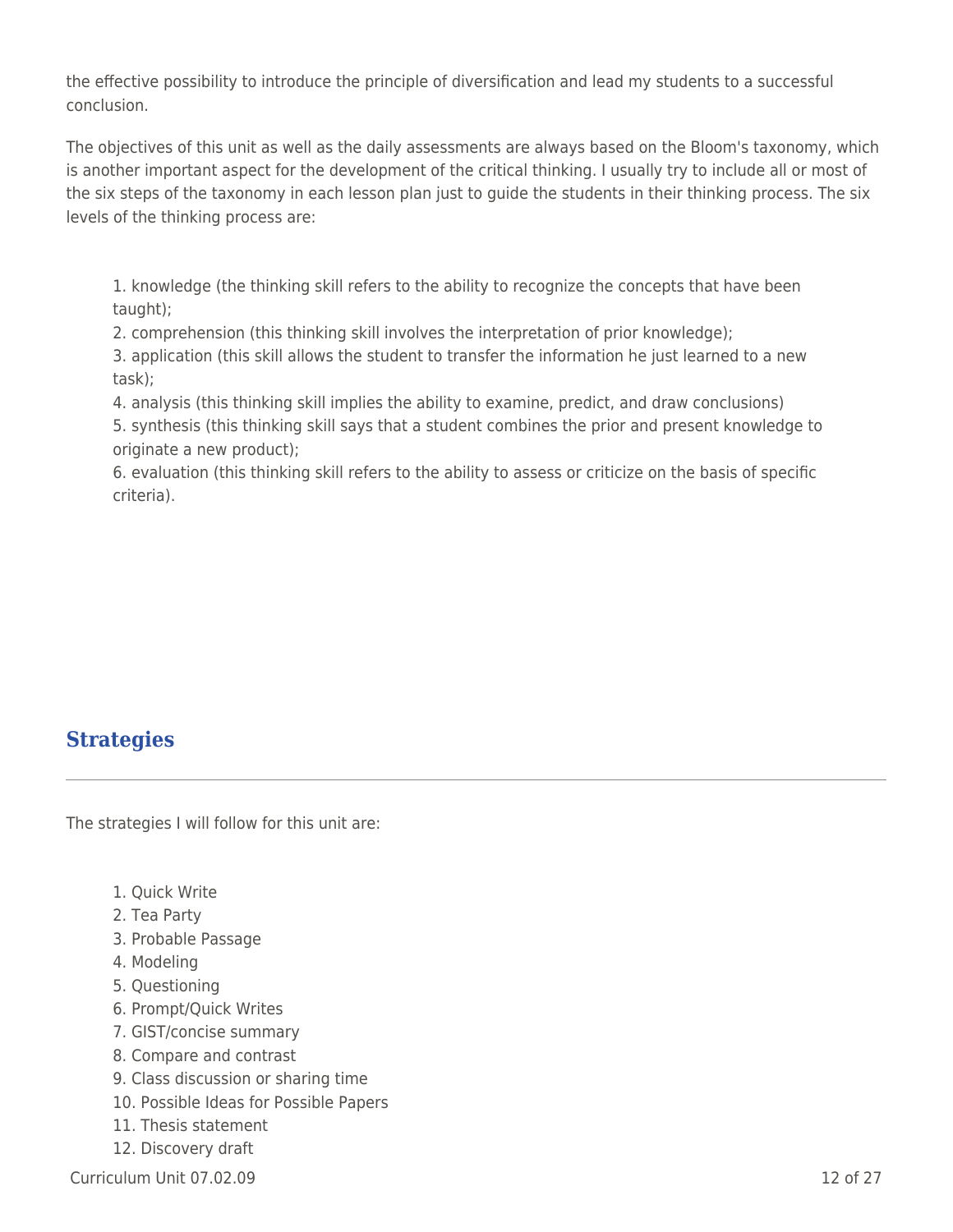the effective possibility to introduce the principle of diversification and lead my students to a successful conclusion.

The objectives of this unit as well as the daily assessments are always based on the Bloom's taxonomy, which is another important aspect for the development of the critical thinking. I usually try to include all or most of the six steps of the taxonomy in each lesson plan just to guide the students in their thinking process. The six levels of the thinking process are:

1. knowledge (the thinking skill refers to the ability to recognize the concepts that have been taught);
2. comprehension (this thinking skill involves the interpretation of prior knowledge);
3. application (this skill allows the student to transfer the information he just learned to a new task);
4. analysis (this thinking skill implies the ability to examine, predict, and draw conclusions)
5. synthesis (this thinking skill says that a student combines the prior and present knowledge to originate a new product);
6. evaluation (this thinking skill refers to the ability to assess or criticize on the basis of specific criteria).

## Strategies

The strategies I will follow for this unit are:

1. Quick Write
2. Tea Party
3. Probable Passage
4. Modeling
5. Questioning
6. Prompt/Quick Writes
7. GIST/concise summary
8. Compare and contrast
9. Class discussion or sharing time
10. Possible Ideas for Possible Papers
11. Thesis statement
12. Discovery draft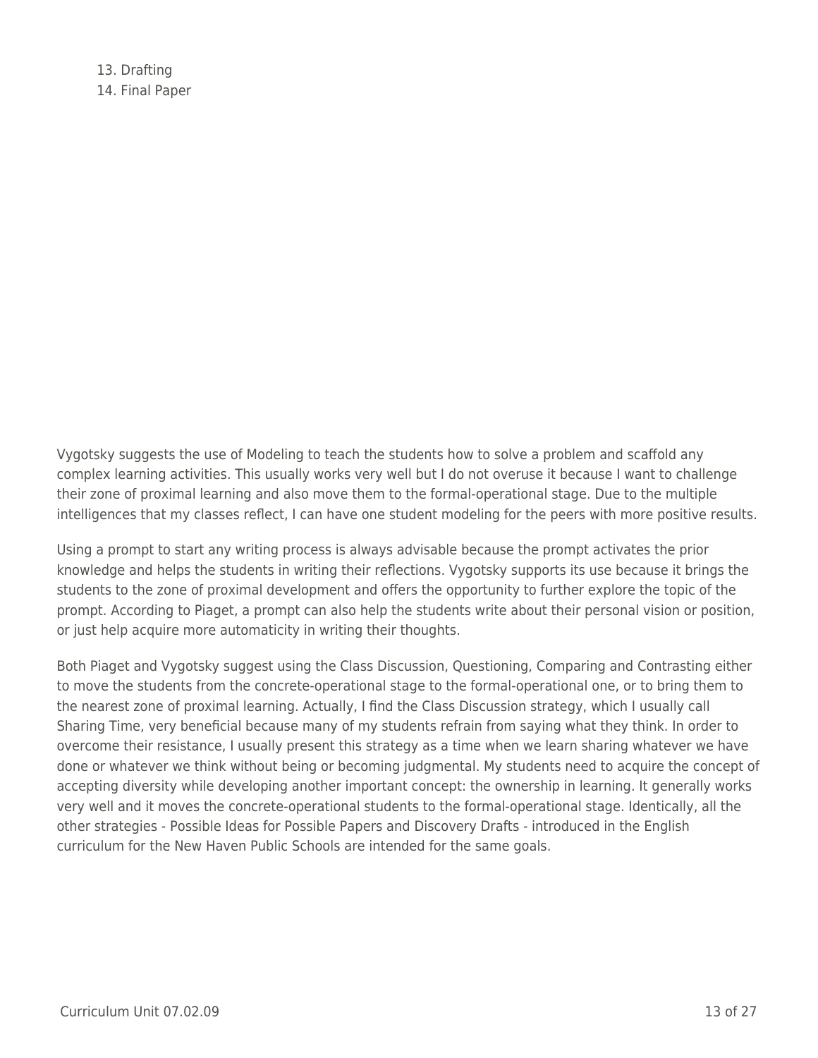13. Drafting
14. Final Paper

Vygotsky suggests the use of Modeling to teach the students how to solve a problem and scaffold any complex learning activities. This usually works very well but I do not overuse it because I want to challenge their zone of proximal learning and also move them to the formal-operational stage. Due to the multiple intelligences that my classes reflect, I can have one student modeling for the peers with more positive results.

Using a prompt to start any writing process is always advisable because the prompt activates the prior knowledge and helps the students in writing their reflections. Vygotsky supports its use because it brings the students to the zone of proximal development and offers the opportunity to further explore the topic of the prompt. According to Piaget, a prompt can also help the students write about their personal vision or position, or just help acquire more automaticity in writing their thoughts.

Both Piaget and Vygotsky suggest using the Class Discussion, Questioning, Comparing and Contrasting either to move the students from the concrete-operational stage to the formal-operational one, or to bring them to the nearest zone of proximal learning. Actually, I find the Class Discussion strategy, which I usually call Sharing Time, very beneficial because many of my students refrain from saying what they think. In order to overcome their resistance, I usually present this strategy as a time when we learn sharing whatever we have done or whatever we think without being or becoming judgmental. My students need to acquire the concept of accepting diversity while developing another important concept: the ownership in learning. It generally works very well and it moves the concrete-operational students to the formal-operational stage. Identically, all the other strategies - Possible Ideas for Possible Papers and Discovery Drafts - introduced in the English curriculum for the New Haven Public Schools are intended for the same goals.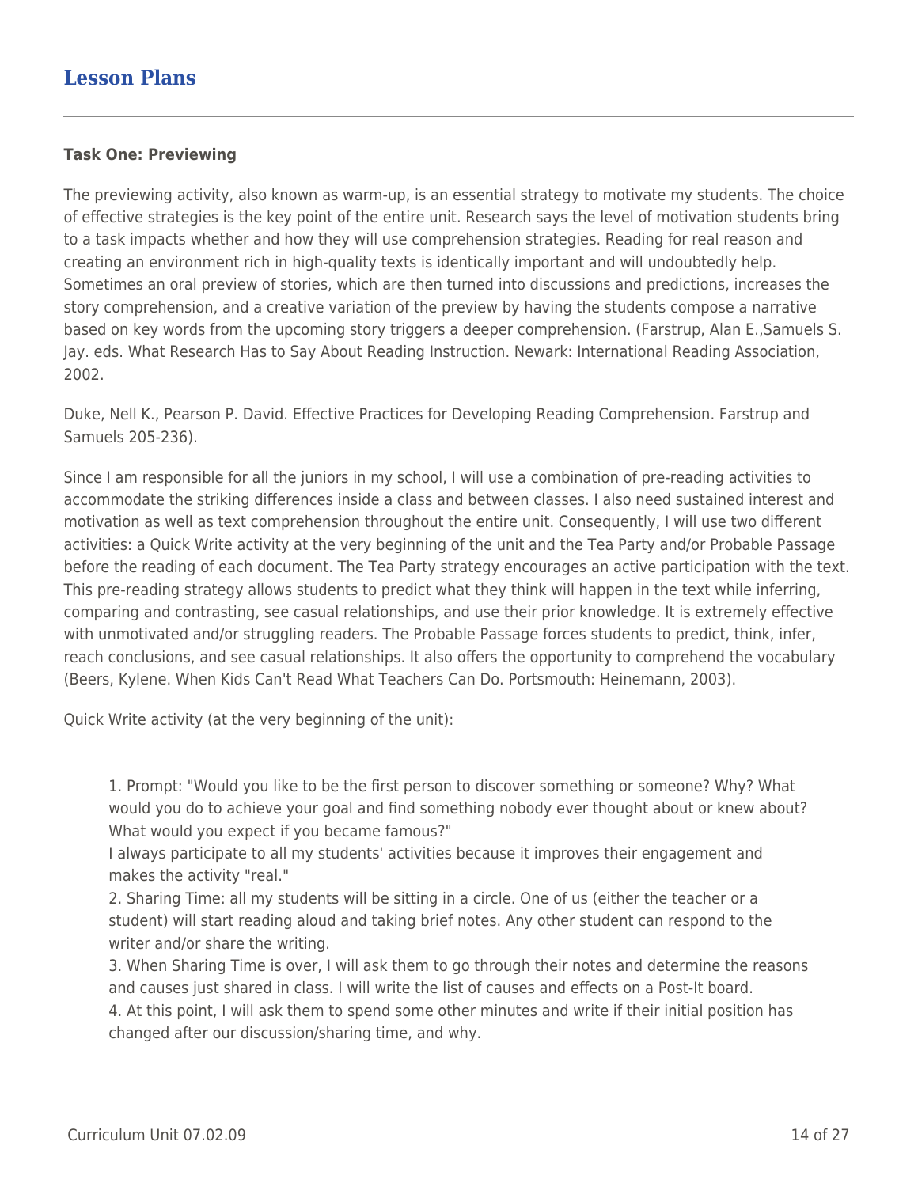## Lesson Plans

**Task One: Previewing**

The previewing activity, also known as warm-up, is an essential strategy to motivate my students. The choice of effective strategies is the key point of the entire unit. Research says the level of motivation students bring to a task impacts whether and how they will use comprehension strategies. Reading for real reason and creating an environment rich in high-quality texts is identically important and will undoubtedly help. Sometimes an oral preview of stories, which are then turned into discussions and predictions, increases the story comprehension, and a creative variation of the preview by having the students compose a narrative based on key words from the upcoming story triggers a deeper comprehension. (Farstrup, Alan E.,Samuels S. Jay. eds. What Research Has to Say About Reading Instruction. Newark: International Reading Association, 2002.

Duke, Nell K., Pearson P. David. Effective Practices for Developing Reading Comprehension. Farstrup and Samuels 205-236).

Since I am responsible for all the juniors in my school, I will use a combination of pre-reading activities to accommodate the striking differences inside a class and between classes. I also need sustained interest and motivation as well as text comprehension throughout the entire unit. Consequently, I will use two different activities: a Quick Write activity at the very beginning of the unit and the Tea Party and/or Probable Passage before the reading of each document. The Tea Party strategy encourages an active participation with the text. This pre-reading strategy allows students to predict what they think will happen in the text while inferring, comparing and contrasting, see casual relationships, and use their prior knowledge. It is extremely effective with unmotivated and/or struggling readers. The Probable Passage forces students to predict, think, infer, reach conclusions, and see casual relationships. It also offers the opportunity to comprehend the vocabulary (Beers, Kylene. When Kids Can't Read What Teachers Can Do. Portsmouth: Heinemann, 2003).

Quick Write activity (at the very beginning of the unit):

1. Prompt: "Would you like to be the first person to discover something or someone? Why? What would you do to achieve your goal and find something nobody ever thought about or knew about? What would you expect if you became famous?"
   I always participate to all my students' activities because it improves their engagement and makes the activity "real."
2. Sharing Time: all my students will be sitting in a circle. One of us (either the teacher or a student) will start reading aloud and taking brief notes. Any other student can respond to the writer and/or share the writing.
3. When Sharing Time is over, I will ask them to go through their notes and determine the reasons and causes just shared in class. I will write the list of causes and effects on a Post-It board.
4. At this point, I will ask them to spend some other minutes and write if their initial position has changed after our discussion/sharing time, and why.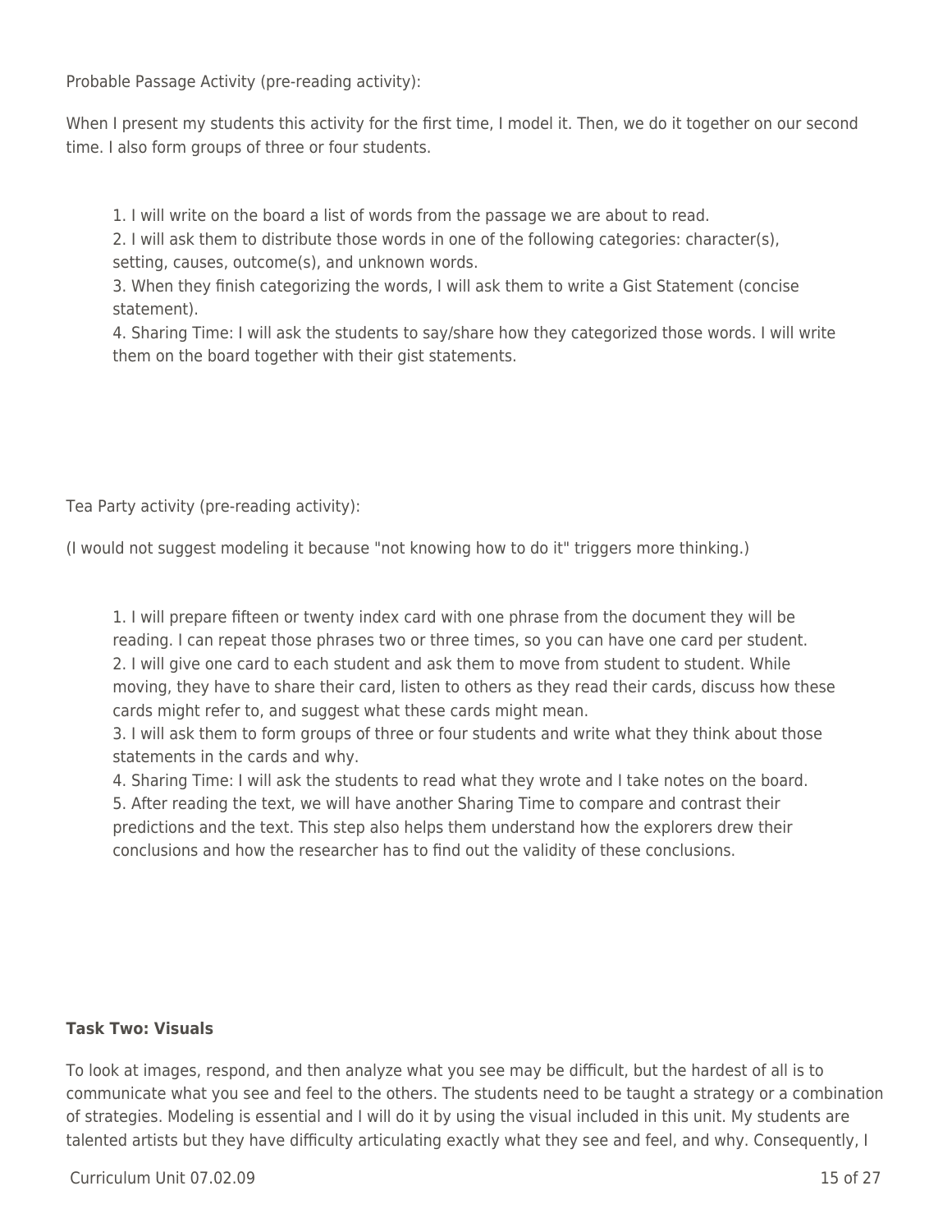Probable Passage Activity (pre-reading activity):

When I present my students this activity for the first time, I model it. Then, we do it together on our second time. I also form groups of three or four students.

1. I will write on the board a list of words from the passage we are about to read.
2. I will ask them to distribute those words in one of the following categories: character(s), setting, causes, outcome(s), and unknown words.
3. When they finish categorizing the words, I will ask them to write a Gist Statement (concise statement).
4. Sharing Time: I will ask the students to say/share how they categorized those words. I will write them on the board together with their gist statements.

Tea Party activity (pre-reading activity):

(I would not suggest modeling it because "not knowing how to do it" triggers more thinking.)

1. I will prepare fifteen or twenty index card with one phrase from the document they will be reading. I can repeat those phrases two or three times, so you can have one card per student.
2. I will give one card to each student and ask them to move from student to student. While moving, they have to share their card, listen to others as they read their cards, discuss how these cards might refer to, and suggest what these cards might mean.
3. I will ask them to form groups of three or four students and write what they think about those statements in the cards and why.
4. Sharing Time: I will ask the students to read what they wrote and I take notes on the board.
5. After reading the text, we will have another Sharing Time to compare and contrast their predictions and the text. This step also helps them understand how the explorers drew their conclusions and how the researcher has to find out the validity of these conclusions.

**Task Two: Visuals**

To look at images, respond, and then analyze what you see may be difficult, but the hardest of all is to communicate what you see and feel to the others. The students need to be taught a strategy or a combination of strategies. Modeling is essential and I will do it by using the visual included in this unit. My students are talented artists but they have difficulty articulating exactly what they see and feel, and why. Consequently, I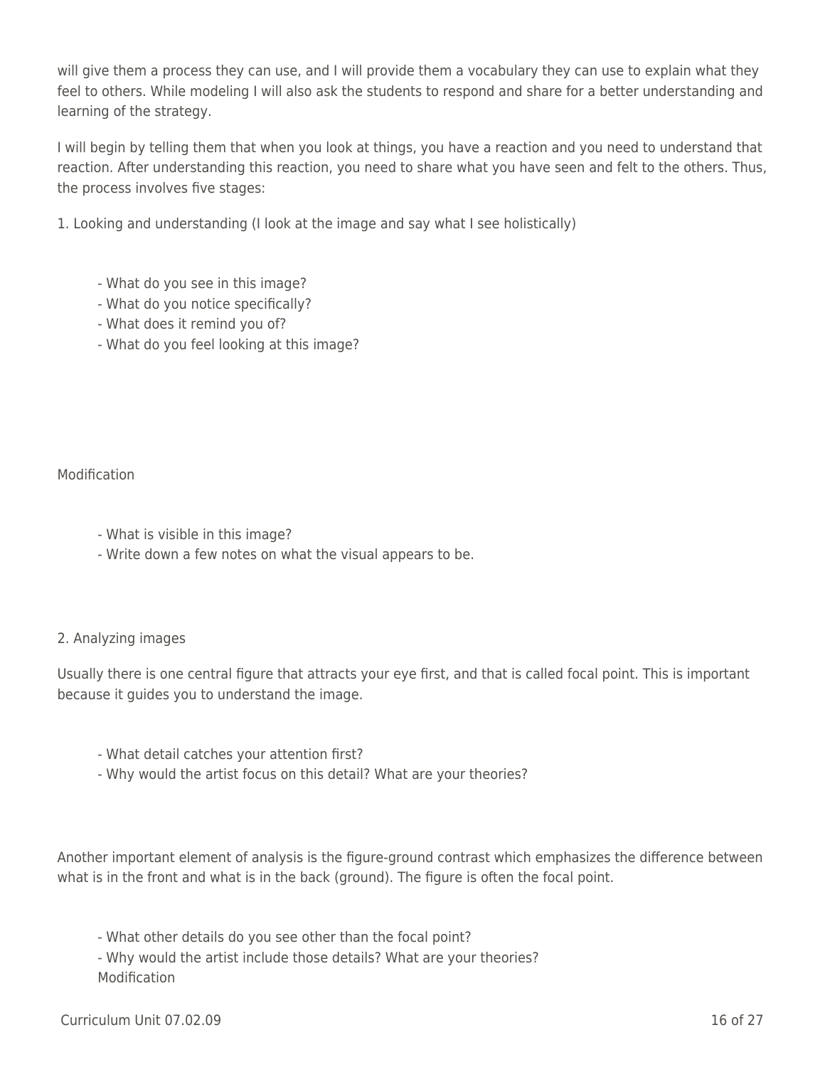will give them a process they can use, and I will provide them a vocabulary they can use to explain what they feel to others. While modeling I will also ask the students to respond and share for a better understanding and learning of the strategy.

I will begin by telling them that when you look at things, you have a reaction and you need to understand that reaction. After understanding this reaction, you need to share what you have seen and felt to the others. Thus, the process involves five stages:

1. Looking and understanding (I look at the image and say what I see holistically)

    - What do you see in this image?
    - What do you notice specifically?
    - What does it remind you of?
    - What do you feel looking at this image?

Modification

    - What is visible in this image?
    - Write down a few notes on what the visual appears to be.

2. Analyzing images

Usually there is one central figure that attracts your eye first, and that is called focal point. This is important because it guides you to understand the image.

    - What detail catches your attention first?
    - Why would the artist focus on this detail? What are your theories?

Another important element of analysis is the figure-ground contrast which emphasizes the difference between what is in the front and what is in the back (ground). The figure is often the focal point.

    - What other details do you see other than the focal point?
    - Why would the artist include those details? What are your theories?

    Modification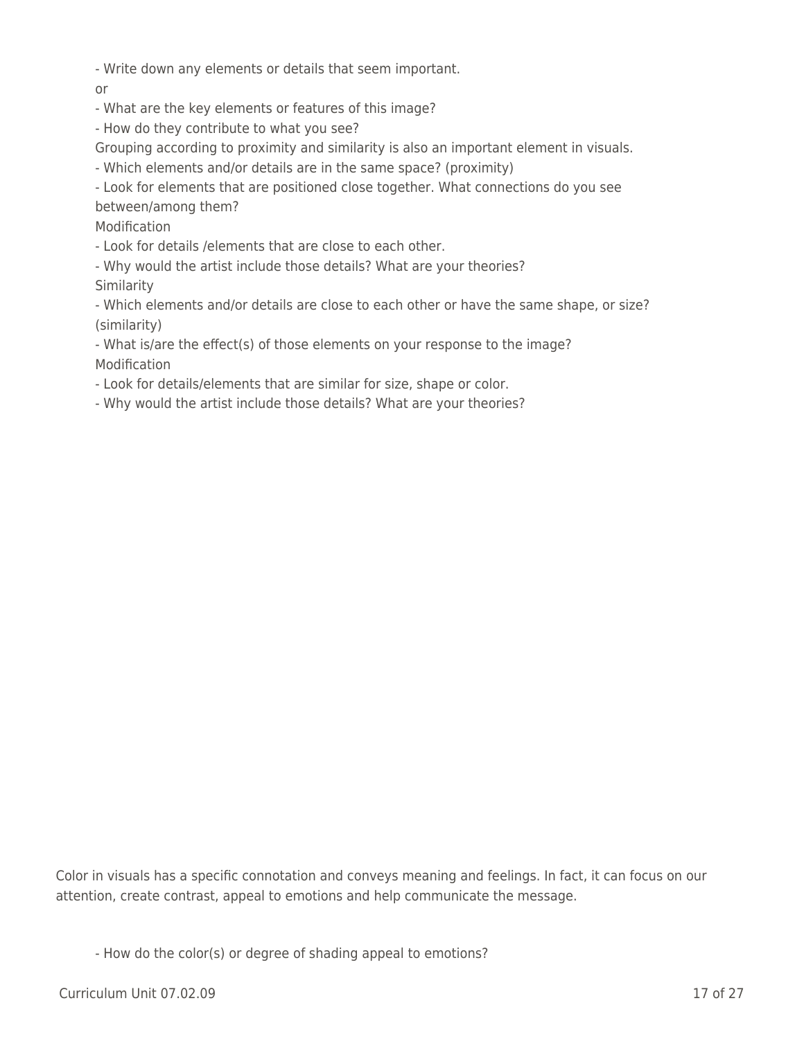- Write down any elements or details that seem important.

or

- What are the key elements or features of this image?
- How do they contribute to what you see?

Grouping according to proximity and similarity is also an important element in visuals.

- Which elements and/or details are in the same space? (proximity)
- Look for elements that are positioned close together. What connections do you see between/among them?

Modification

- Look for details /elements that are close to each other.
- Why would the artist include those details? What are your theories?

Similarity

- Which elements and/or details are close to each other or have the same shape, or size? (similarity)
- What is/are the effect(s) of those elements on your response to the image?

Modification

- Look for details/elements that are similar for size, shape or color.
- Why would the artist include those details? What are your theories?

Color in visuals has a specific connotation and conveys meaning and feelings. In fact, it can focus on our attention, create contrast, appeal to emotions and help communicate the message.

- How do the color(s) or degree of shading appeal to emotions?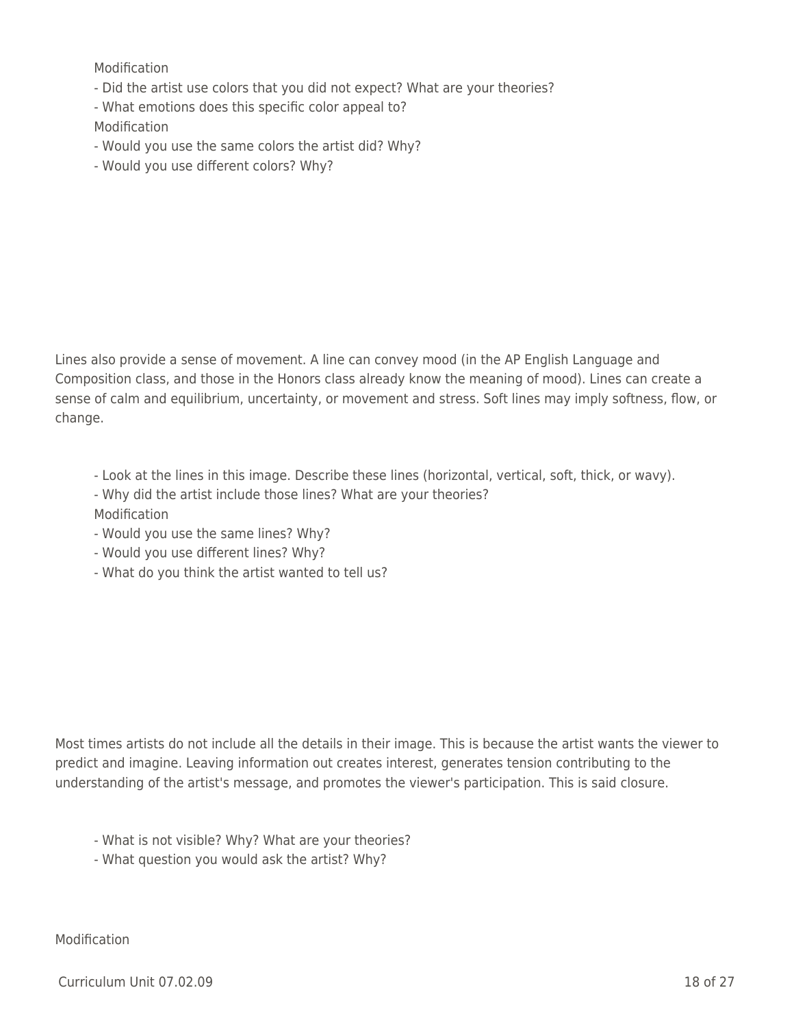Modification

- Did the artist use colors that you did not expect? What are your theories?
- What emotions does this specific color appeal to?

Modification

- Would you use the same colors the artist did? Why?
- Would you use different colors? Why?

Lines also provide a sense of movement. A line can convey mood (in the AP English Language and Composition class, and those in the Honors class already know the meaning of mood). Lines can create a sense of calm and equilibrium, uncertainty, or movement and stress. Soft lines may imply softness, flow, or change.

- Look at the lines in this image. Describe these lines (horizontal, vertical, soft, thick, or wavy).
- Why did the artist include those lines? What are your theories?

Modification

- Would you use the same lines? Why?
- Would you use different lines? Why?
- What do you think the artist wanted to tell us?

Most times artists do not include all the details in their image. This is because the artist wants the viewer to predict and imagine. Leaving information out creates interest, generates tension contributing to the understanding of the artist's message, and promotes the viewer's participation. This is said closure.

- What is not visible? Why? What are your theories?
- What question you would ask the artist? Why?

Modification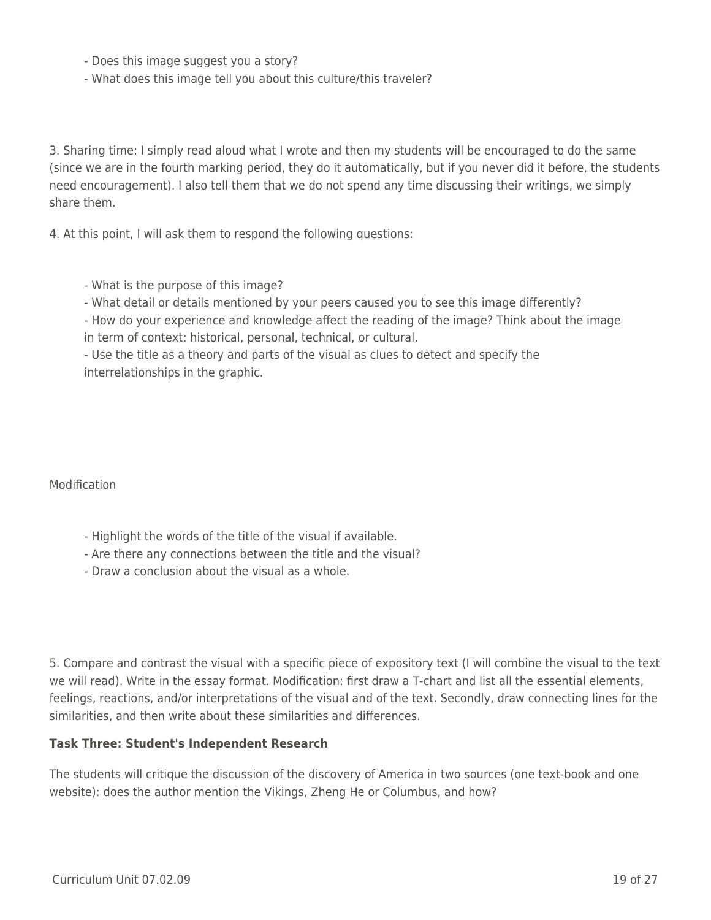- Does this image suggest you a story?
- What does this image tell you about this culture/this traveler?

3. Sharing time: I simply read aloud what I wrote and then my students will be encouraged to do the same (since we are in the fourth marking period, they do it automatically, but if you never did it before, the students need encouragement). I also tell them that we do not spend any time discussing their writings, we simply share them.

4. At this point, I will ask them to respond the following questions:

- What is the purpose of this image?
- What detail or details mentioned by your peers caused you to see this image differently?
- How do your experience and knowledge affect the reading of the image? Think about the image in term of context: historical, personal, technical, or cultural.
- Use the title as a theory and parts of the visual as clues to detect and specify the interrelationships in the graphic.

Modification

- Highlight the words of the title of the visual if available.
- Are there any connections between the title and the visual?
- Draw a conclusion about the visual as a whole.

5. Compare and contrast the visual with a specific piece of expository text (I will combine the visual to the text we will read). Write in the essay format. Modification: first draw a T-chart and list all the essential elements, feelings, reactions, and/or interpretations of the visual and of the text. Secondly, draw connecting lines for the similarities, and then write about these similarities and differences.

**Task Three: Student's Independent Research**

The students will critique the discussion of the discovery of America in two sources (one text-book and one website): does the author mention the Vikings, Zheng He or Columbus, and how?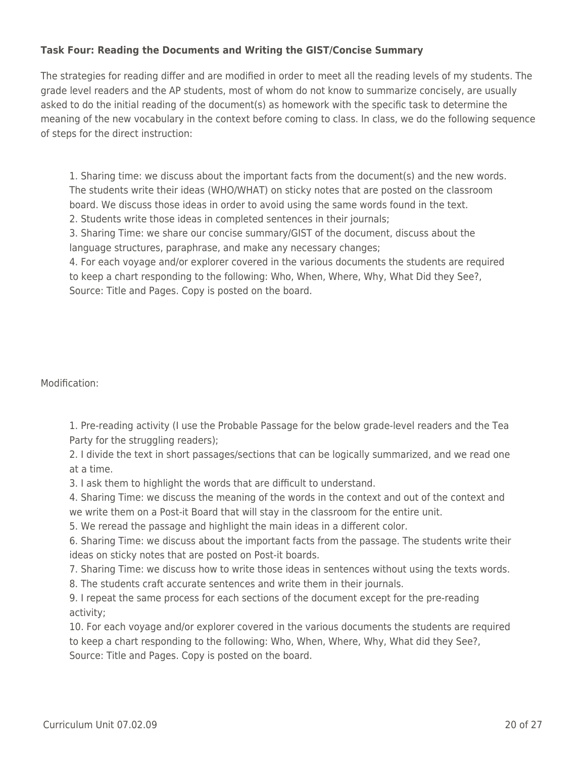**Task Four: Reading the Documents and Writing the GIST/Concise Summary**

The strategies for reading differ and are modified in order to meet all the reading levels of my students. The grade level readers and the AP students, most of whom do not know to summarize concisely, are usually asked to do the initial reading of the document(s) as homework with the specific task to determine the meaning of the new vocabulary in the context before coming to class. In class, we do the following sequence of steps for the direct instruction:

1. Sharing time: we discuss about the important facts from the document(s) and the new words. The students write their ideas (WHO/WHAT) on sticky notes that are posted on the classroom board. We discuss those ideas in order to avoid using the same words found in the text.
2. Students write those ideas in completed sentences in their journals;
3. Sharing Time: we share our concise summary/GIST of the document, discuss about the language structures, paraphrase, and make any necessary changes;
4. For each voyage and/or explorer covered in the various documents the students are required to keep a chart responding to the following: Who, When, Where, Why, What Did they See?, Source: Title and Pages. Copy is posted on the board.

Modification:

1. Pre-reading activity (I use the Probable Passage for the below grade-level readers and the Tea Party for the struggling readers);
2. I divide the text in short passages/sections that can be logically summarized, and we read one at a time.
3. I ask them to highlight the words that are difficult to understand.
4. Sharing Time: we discuss the meaning of the words in the context and out of the context and we write them on a Post-it Board that will stay in the classroom for the entire unit.
5. We reread the passage and highlight the main ideas in a different color.
6. Sharing Time: we discuss about the important facts from the passage. The students write their ideas on sticky notes that are posted on Post-it boards.
7. Sharing Time: we discuss how to write those ideas in sentences without using the texts words.
8. The students craft accurate sentences and write them in their journals.
9. I repeat the same process for each sections of the document except for the pre-reading activity;
10. For each voyage and/or explorer covered in the various documents the students are required to keep a chart responding to the following: Who, When, Where, Why, What did they See?, Source: Title and Pages. Copy is posted on the board.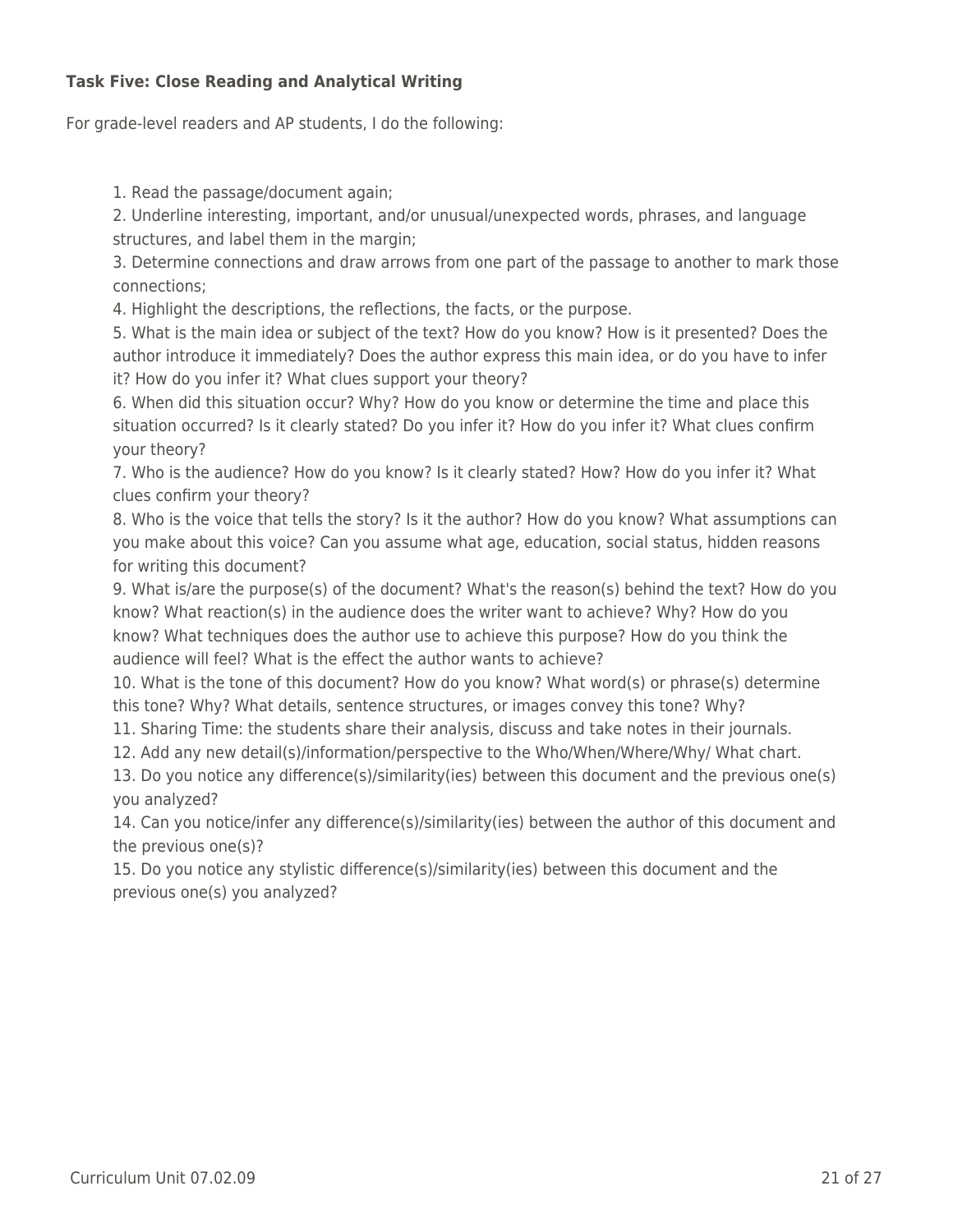**Task Five: Close Reading and Analytical Writing**

For grade-level readers and AP students, I do the following:

1. Read the passage/document again;
2. Underline interesting, important, and/or unusual/unexpected words, phrases, and language structures, and label them in the margin;
3. Determine connections and draw arrows from one part of the passage to another to mark those connections;
4. Highlight the descriptions, the reflections, the facts, or the purpose.
5. What is the main idea or subject of the text? How do you know? How is it presented? Does the author introduce it immediately? Does the author express this main idea, or do you have to infer it? How do you infer it? What clues support your theory?
6. When did this situation occur? Why? How do you know or determine the time and place this situation occurred? Is it clearly stated? Do you infer it? How do you infer it? What clues confirm your theory?
7. Who is the audience? How do you know? Is it clearly stated? How? How do you infer it? What clues confirm your theory?
8. Who is the voice that tells the story? Is it the author? How do you know? What assumptions can you make about this voice? Can you assume what age, education, social status, hidden reasons for writing this document?
9. What is/are the purpose(s) of the document? What's the reason(s) behind the text? How do you know? What reaction(s) in the audience does the writer want to achieve? Why? How do you know? What techniques does the author use to achieve this purpose? How do you think the audience will feel? What is the effect the author wants to achieve?
10. What is the tone of this document? How do you know? What word(s) or phrase(s) determine this tone? Why? What details, sentence structures, or images convey this tone? Why?
11. Sharing Time: the students share their analysis, discuss and take notes in their journals.
12. Add any new detail(s)/information/perspective to the Who/When/Where/Why/ What chart.
13. Do you notice any difference(s)/similarity(ies) between this document and the previous one(s) you analyzed?
14. Can you notice/infer any difference(s)/similarity(ies) between the author of this document and the previous one(s)?
15. Do you notice any stylistic difference(s)/similarity(ies) between this document and the previous one(s) you analyzed?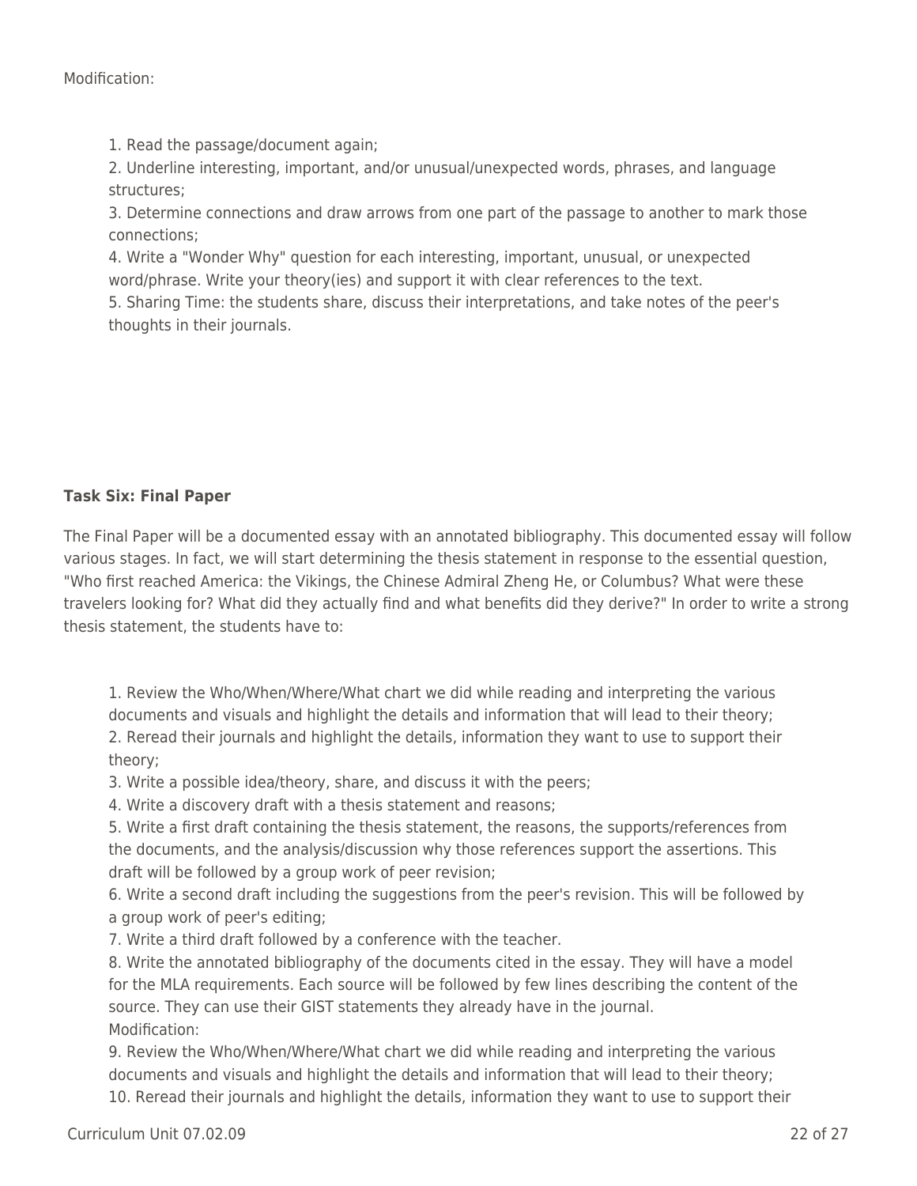Modification:

1. Read the passage/document again;
2. Underline interesting, important, and/or unusual/unexpected words, phrases, and language structures;
3. Determine connections and draw arrows from one part of the passage to another to mark those connections;
4. Write a "Wonder Why" question for each interesting, important, unusual, or unexpected word/phrase. Write your theory(ies) and support it with clear references to the text.
5. Sharing Time: the students share, discuss their interpretations, and take notes of the peer's thoughts in their journals.

**Task Six: Final Paper**

The Final Paper will be a documented essay with an annotated bibliography. This documented essay will follow various stages. In fact, we will start determining the thesis statement in response to the essential question, "Who first reached America: the Vikings, the Chinese Admiral Zheng He, or Columbus? What were these travelers looking for? What did they actually find and what benefits did they derive?" In order to write a strong thesis statement, the students have to:

1. Review the Who/When/Where/What chart we did while reading and interpreting the various documents and visuals and highlight the details and information that will lead to their theory;
2. Reread their journals and highlight the details, information they want to use to support their theory;
3. Write a possible idea/theory, share, and discuss it with the peers;
4. Write a discovery draft with a thesis statement and reasons;
5. Write a first draft containing the thesis statement, the reasons, the supports/references from the documents, and the analysis/discussion why those references support the assertions. This draft will be followed by a group work of peer revision;
6. Write a second draft including the suggestions from the peer's revision. This will be followed by a group work of peer's editing;
7. Write a third draft followed by a conference with the teacher.
8. Write the annotated bibliography of the documents cited in the essay. They will have a model for the MLA requirements. Each source will be followed by few lines describing the content of the source. They can use their GIST statements they already have in the journal.
Modification:
9. Review the Who/When/Where/What chart we did while reading and interpreting the various documents and visuals and highlight the details and information that will lead to their theory;
10. Reread their journals and highlight the details, information they want to use to support their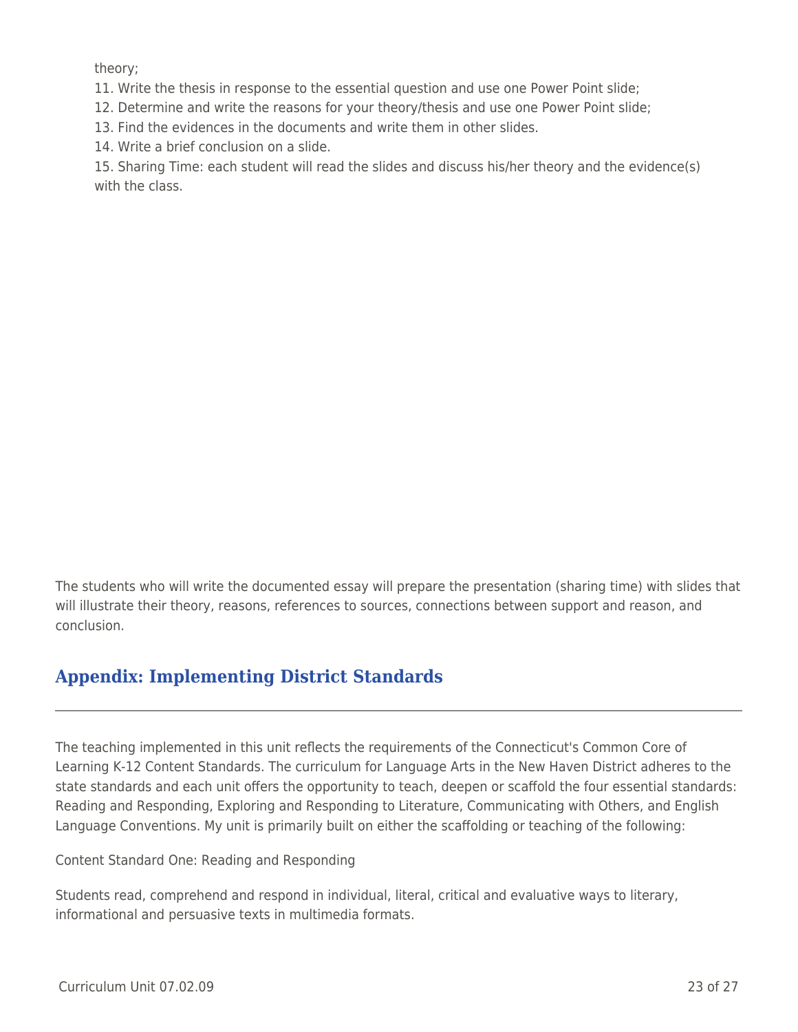theory;

11. Write the thesis in response to the essential question and use one Power Point slide;
12. Determine and write the reasons for your theory/thesis and use one Power Point slide;
13. Find the evidences in the documents and write them in other slides.
14. Write a brief conclusion on a slide.
15. Sharing Time: each student will read the slides and discuss his/her theory and the evidence(s) with the class.

The students who will write the documented essay will prepare the presentation (sharing time) with slides that will illustrate their theory, reasons, references to sources, connections between support and reason, and conclusion.

## Appendix: Implementing District Standards

The teaching implemented in this unit reflects the requirements of the Connecticut's Common Core of Learning K-12 Content Standards. The curriculum for Language Arts in the New Haven District adheres to the state standards and each unit offers the opportunity to teach, deepen or scaffold the four essential standards: Reading and Responding, Exploring and Responding to Literature, Communicating with Others, and English Language Conventions. My unit is primarily built on either the scaffolding or teaching of the following:

Content Standard One: Reading and Responding

Students read, comprehend and respond in individual, literal, critical and evaluative ways to literary, informational and persuasive texts in multimedia formats.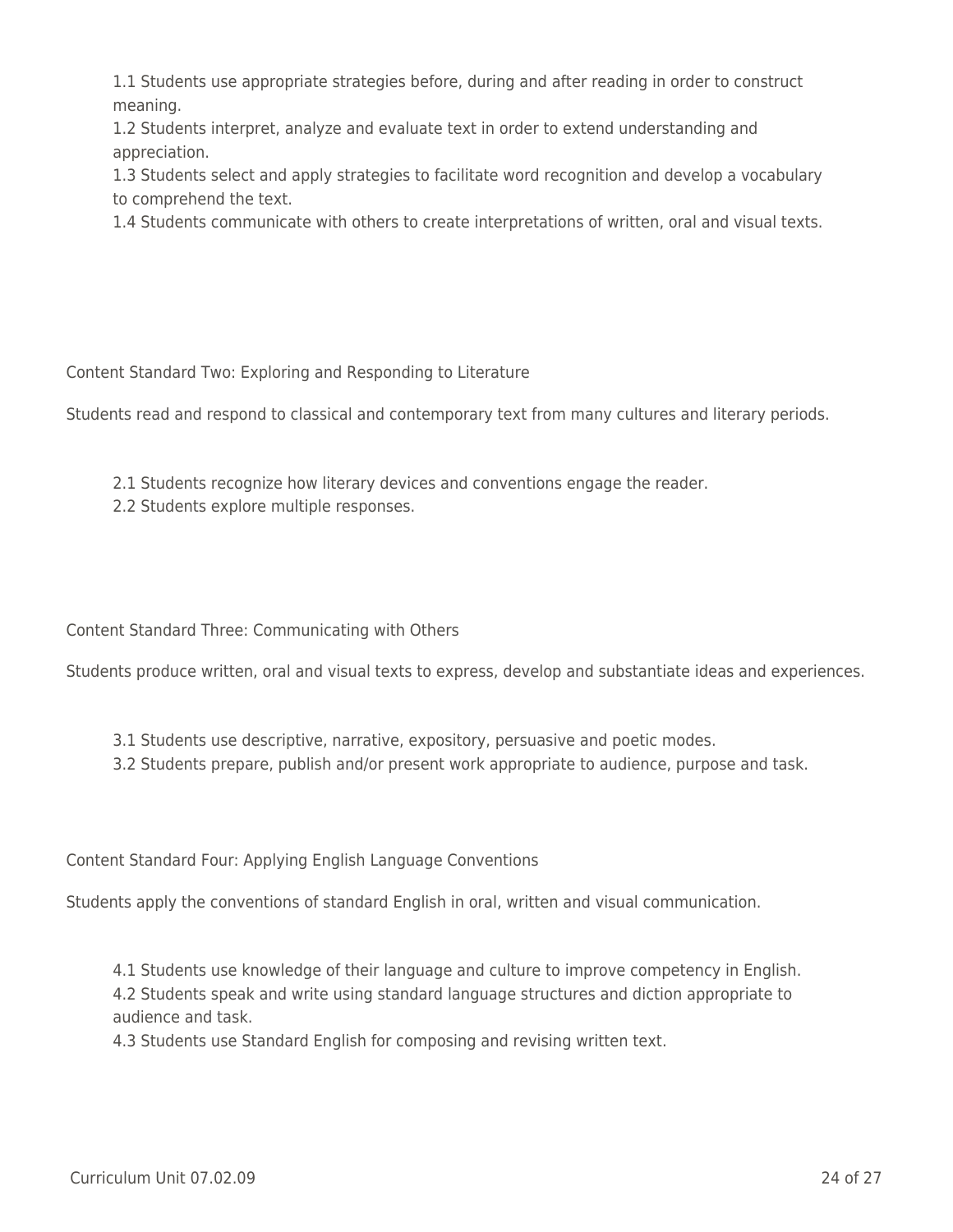1.1 Students use appropriate strategies before, during and after reading in order to construct meaning.
1.2 Students interpret, analyze and evaluate text in order to extend understanding and appreciation.
1.3 Students select and apply strategies to facilitate word recognition and develop a vocabulary to comprehend the text.
1.4 Students communicate with others to create interpretations of written, oral and visual texts.

Content Standard Two: Exploring and Responding to Literature

Students read and respond to classical and contemporary text from many cultures and literary periods.

2.1 Students recognize how literary devices and conventions engage the reader.
2.2 Students explore multiple responses.

Content Standard Three: Communicating with Others

Students produce written, oral and visual texts to express, develop and substantiate ideas and experiences.

3.1 Students use descriptive, narrative, expository, persuasive and poetic modes.
3.2 Students prepare, publish and/or present work appropriate to audience, purpose and task.

Content Standard Four: Applying English Language Conventions

Students apply the conventions of standard English in oral, written and visual communication.

4.1 Students use knowledge of their language and culture to improve competency in English.
4.2 Students speak and write using standard language structures and diction appropriate to audience and task.
4.3 Students use Standard English for composing and revising written text.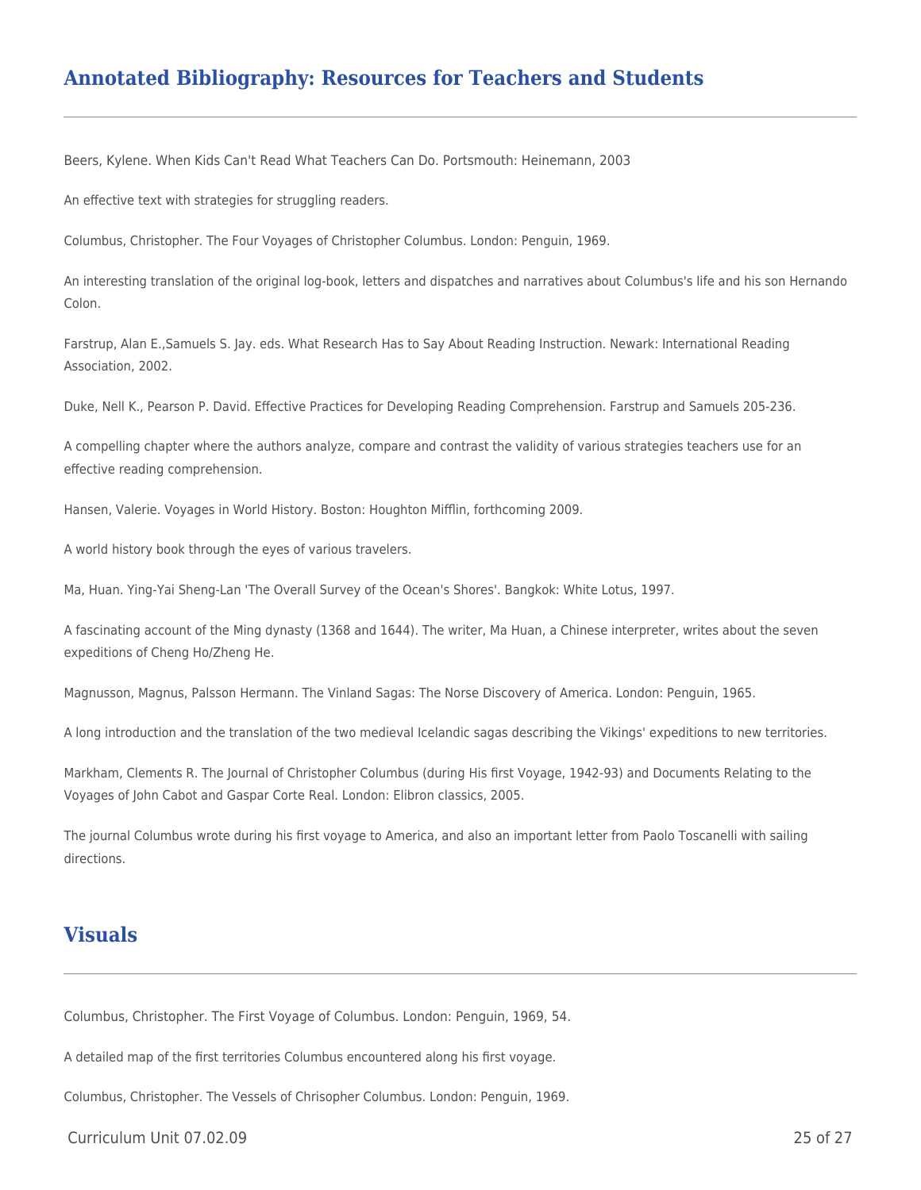## Annotated Bibliography: Resources for Teachers and Students

Beers, Kylene. When Kids Can't Read What Teachers Can Do. Portsmouth: Heinemann, 2003

An effective text with strategies for struggling readers.

Columbus, Christopher. The Four Voyages of Christopher Columbus. London: Penguin, 1969.

An interesting translation of the original log-book, letters and dispatches and narratives about Columbus's life and his son Hernando Colon.

Farstrup, Alan E.,Samuels S. Jay. eds. What Research Has to Say About Reading Instruction. Newark: International Reading Association, 2002.

Duke, Nell K., Pearson P. David. Effective Practices for Developing Reading Comprehension. Farstrup and Samuels 205-236.

A compelling chapter where the authors analyze, compare and contrast the validity of various strategies teachers use for an effective reading comprehension.

Hansen, Valerie. Voyages in World History. Boston: Houghton Mifflin, forthcoming 2009.

A world history book through the eyes of various travelers.

Ma, Huan. Ying-Yai Sheng-Lan 'The Overall Survey of the Ocean's Shores'. Bangkok: White Lotus, 1997.

A fascinating account of the Ming dynasty (1368 and 1644). The writer, Ma Huan, a Chinese interpreter, writes about the seven expeditions of Cheng Ho/Zheng He.

Magnusson, Magnus, Palsson Hermann. The Vinland Sagas: The Norse Discovery of America. London: Penguin, 1965.

A long introduction and the translation of the two medieval Icelandic sagas describing the Vikings' expeditions to new territories.

Markham, Clements R. The Journal of Christopher Columbus (during His first Voyage, 1942-93) and Documents Relating to the Voyages of John Cabot and Gaspar Corte Real. London: Elibron classics, 2005.

The journal Columbus wrote during his first voyage to America, and also an important letter from Paolo Toscanelli with sailing directions.

## Visuals

Columbus, Christopher. The First Voyage of Columbus. London: Penguin, 1969, 54.

A detailed map of the first territories Columbus encountered along his first voyage.

Columbus, Christopher. The Vessels of Chrisopher Columbus. London: Penguin, 1969.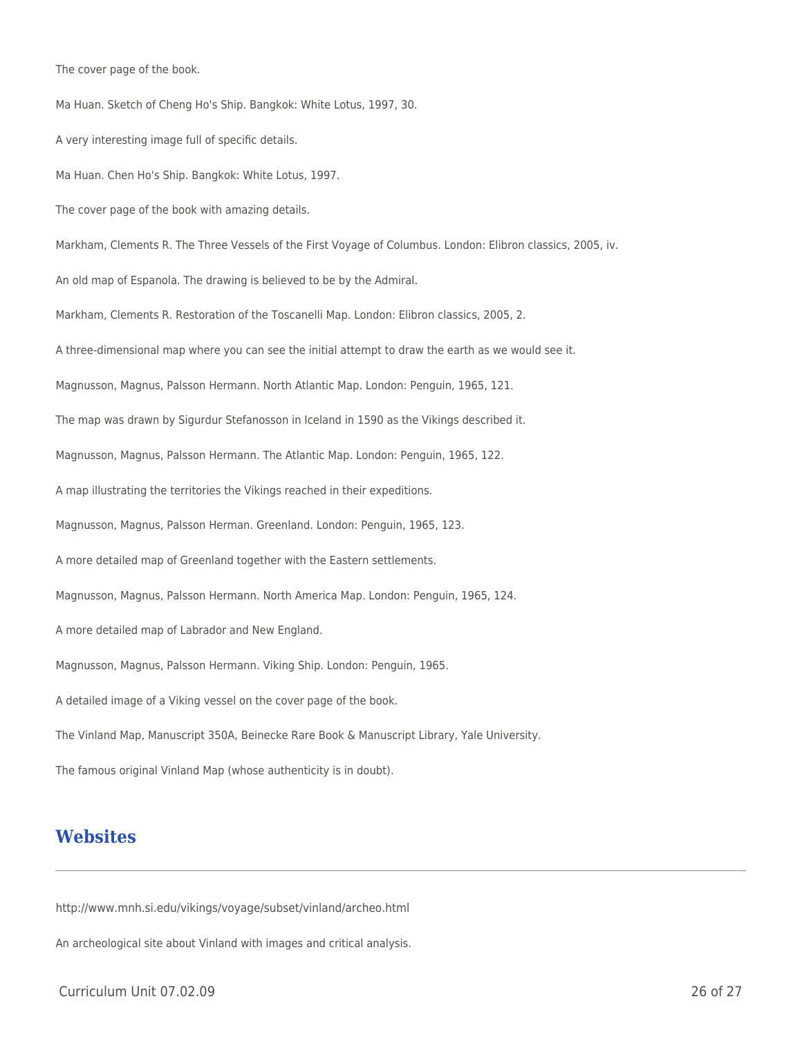The cover page of the book.

Ma Huan. Sketch of Cheng Ho's Ship. Bangkok: White Lotus, 1997, 30.

A very interesting image full of specific details.

Ma Huan. Chen Ho's Ship. Bangkok: White Lotus, 1997.

The cover page of the book with amazing details.

Markham, Clements R. The Three Vessels of the First Voyage of Columbus. London: Elibron classics, 2005, iv.

An old map of Espanola. The drawing is believed to be by the Admiral.

Markham, Clements R. Restoration of the Toscanelli Map. London: Elibron classics, 2005, 2.

A three-dimensional map where you can see the initial attempt to draw the earth as we would see it.

Magnusson, Magnus, Palsson Hermann. North Atlantic Map. London: Penguin, 1965, 121.

The map was drawn by Sigurdur Stefanosson in Iceland in 1590 as the Vikings described it.

Magnusson, Magnus, Palsson Hermann. The Atlantic Map. London: Penguin, 1965, 122.

A map illustrating the territories the Vikings reached in their expeditions.

Magnusson, Magnus, Palsson Herman. Greenland. London: Penguin, 1965, 123.

A more detailed map of Greenland together with the Eastern settlements.

Magnusson, Magnus, Palsson Hermann. North America Map. London: Penguin, 1965, 124.

A more detailed map of Labrador and New England.

Magnusson, Magnus, Palsson Hermann. Viking Ship. London: Penguin, 1965.

A detailed image of a Viking vessel on the cover page of the book.

The Vinland Map, Manuscript 350A, Beinecke Rare Book & Manuscript Library, Yale University.

The famous original Vinland Map (whose authenticity is in doubt).

## Websites

http://www.mnh.si.edu/vikings/voyage/subset/vinland/archeo.html

An archeological site about Vinland with images and critical analysis.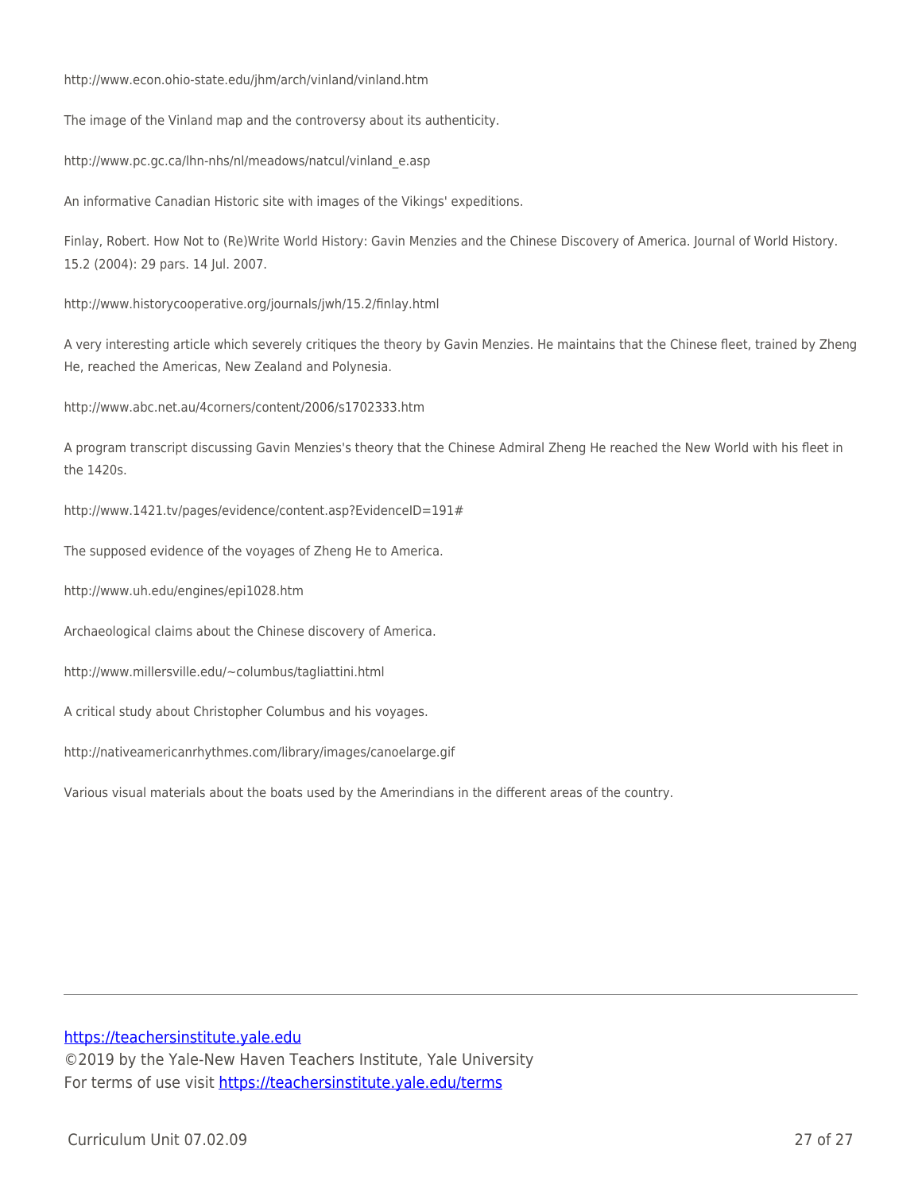http://www.econ.ohio-state.edu/jhm/arch/vinland/vinland.htm

The image of the Vinland map and the controversy about its authenticity.

http://www.pc.gc.ca/lhn-nhs/nl/meadows/natcul/vinland_e.asp

An informative Canadian Historic site with images of the Vikings' expeditions.

Finlay, Robert. How Not to (Re)Write World History: Gavin Menzies and the Chinese Discovery of America. Journal of World History. 15.2 (2004): 29 pars. 14 Jul. 2007.

http://www.historycooperative.org/journals/jwh/15.2/finlay.html

A very interesting article which severely critiques the theory by Gavin Menzies. He maintains that the Chinese fleet, trained by Zheng He, reached the Americas, New Zealand and Polynesia.

http://www.abc.net.au/4corners/content/2006/s1702333.htm

A program transcript discussing Gavin Menzies's theory that the Chinese Admiral Zheng He reached the New World with his fleet in the 1420s.

http://www.1421.tv/pages/evidence/content.asp?EvidenceID=191#

The supposed evidence of the voyages of Zheng He to America.

http://www.uh.edu/engines/epi1028.htm

Archaeological claims about the Chinese discovery of America.

http://www.millersville.edu/~columbus/tagliattini.html

A critical study about Christopher Columbus and his voyages.

http://nativeamericanrhythmes.com/library/images/canoelarge.gif

Various visual materials about the boats used by the Amerindians in the different areas of the country.

---

https://teachersinstitute.yale.edu
©2019 by the Yale-New Haven Teachers Institute, Yale University
For terms of use visit https://teachersinstitute.yale.edu/terms